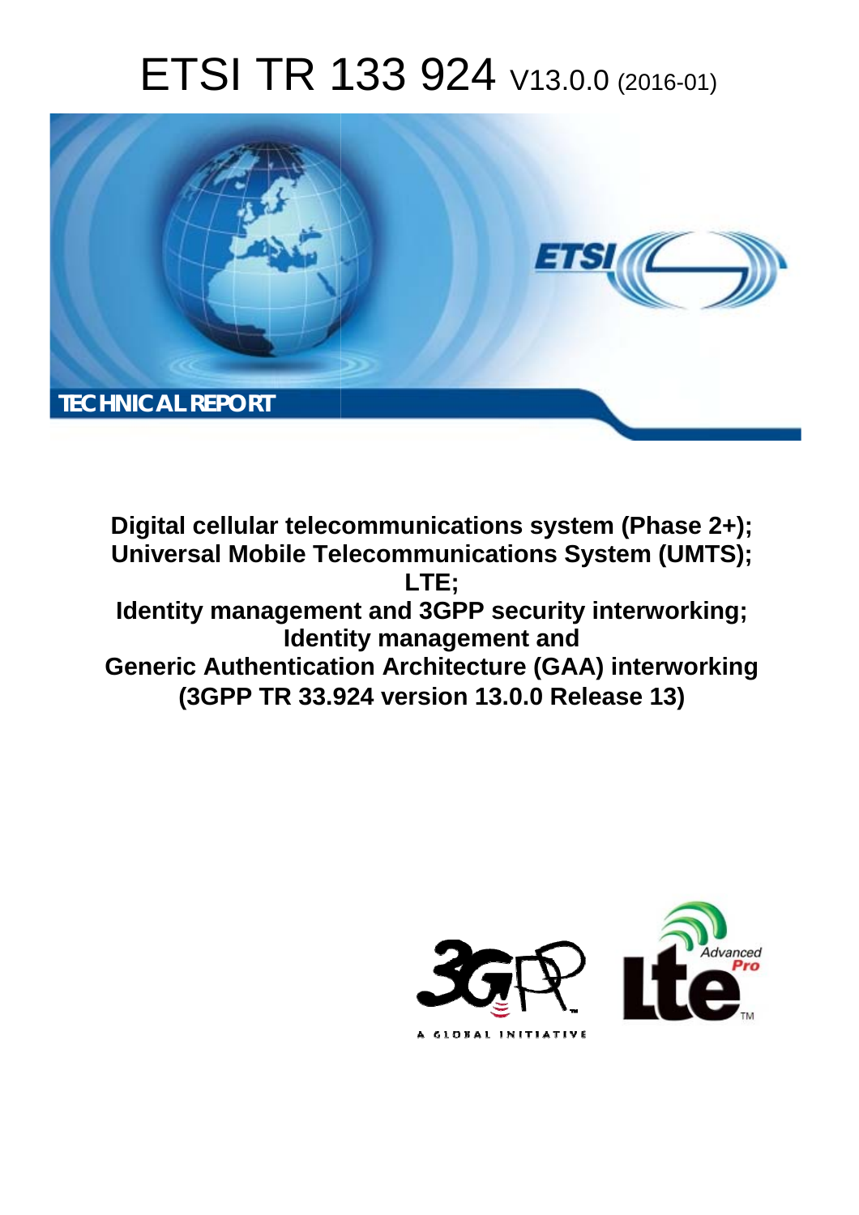# ETSI TR 133 924 V13.0.0 (2016-01)

TECHNICAL REPORT

**Digital cellular telecommunications system (Phase 2+);**
**Universal Mobile Telecommunications System (UMTS);**
**LTE;**
**Identity management and 3GPP security interworking;**
**Identity management and**
**Generic Authentication Architecture (GAA) interworking**
**(3GPP TR 33.924 version 13.0.0 Release 13)**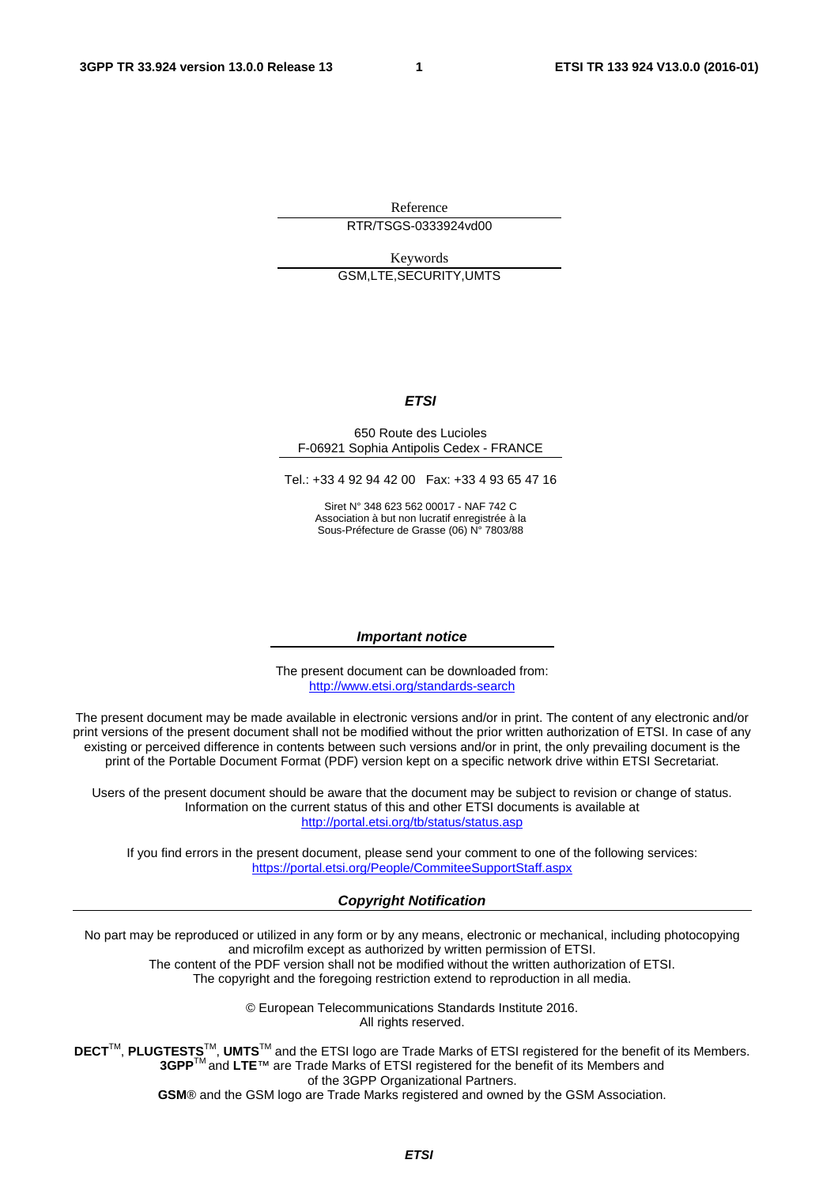Reference

RTR/TSGS-0333924vd00

Keywords

GSM,LTE,SECURITY,UMTS

***ETSI***

650 Route des Lucioles
F-06921 Sophia Antipolis Cedex - FRANCE

Tel.: +33 4 92 94 42 00 Fax: +33 4 93 65 47 16

Siret N° 348 623 562 00017 - NAF 742 C
Association à but non lucratif enregistrée à la
Sous-Préfecture de Grasse (06) N° 7803/88

***Important notice***

The present document can be downloaded from:
http://www.etsi.org/standards-search

The present document may be made available in electronic versions and/or in print. The content of any electronic and/or print versions of the present document shall not be modified without the prior written authorization of ETSI. In case of any existing or perceived difference in contents between such versions and/or in print, the only prevailing document is the print of the Portable Document Format (PDF) version kept on a specific network drive within ETSI Secretariat.

Users of the present document should be aware that the document may be subject to revision or change of status. Information on the current status of this and other ETSI documents is available at
http://portal.etsi.org/tb/status/status.asp

If you find errors in the present document, please send your comment to one of the following services:
https://portal.etsi.org/People/CommiteeSupportStaff.aspx

***Copyright Notification***

No part may be reproduced or utilized in any form or by any means, electronic or mechanical, including photocopying and microfilm except as authorized by written permission of ETSI.
The content of the PDF version shall not be modified without the written authorization of ETSI.
The copyright and the foregoing restriction extend to reproduction in all media.

© European Telecommunications Standards Institute 2016.
All rights reserved.

**DECT**™, **PLUGTESTS**™, **UMTS**™ and the ETSI logo are Trade Marks of ETSI registered for the benefit of its Members.
**3GPP**™ and **LTE**™ are Trade Marks of ETSI registered for the benefit of its Members and of the 3GPP Organizational Partners.
**GSM**® and the GSM logo are Trade Marks registered and owned by the GSM Association.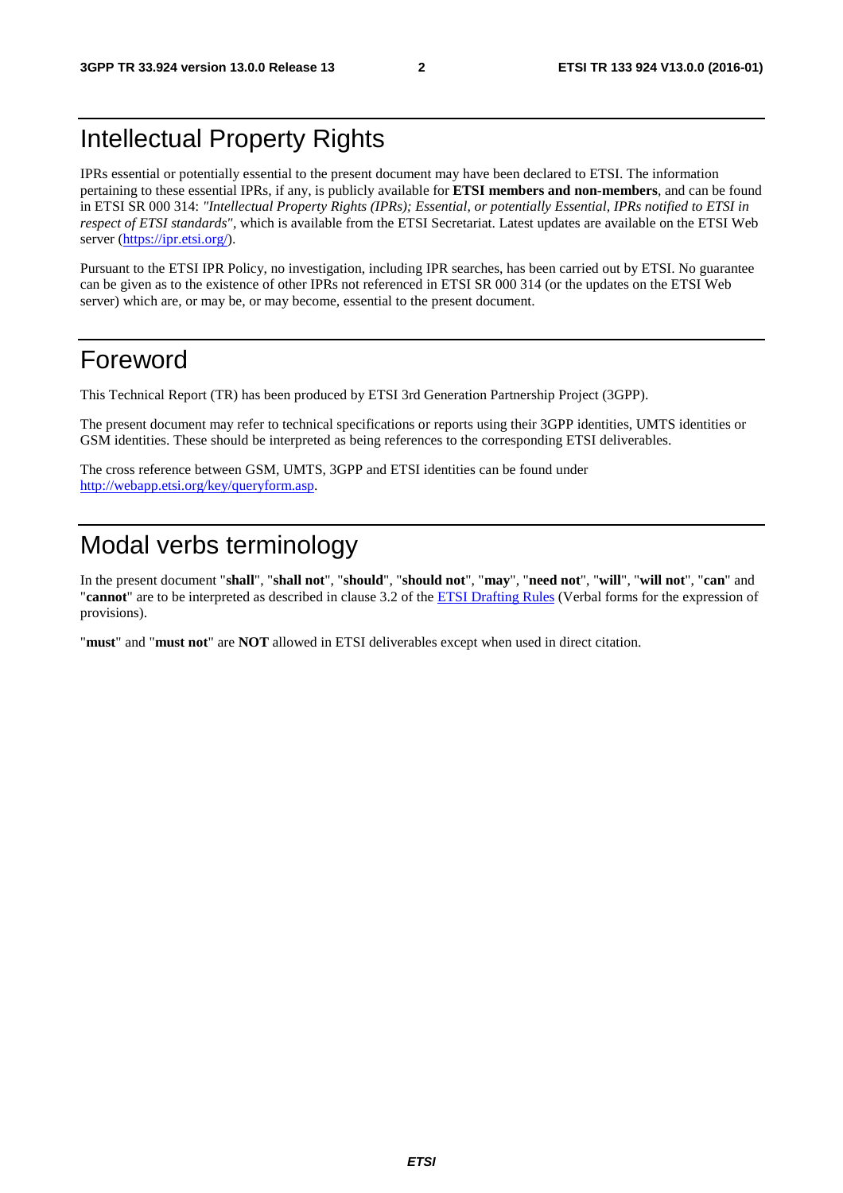# Intellectual Property Rights

IPRs essential or potentially essential to the present document may have been declared to ETSI. The information pertaining to these essential IPRs, if any, is publicly available for **ETSI members and non-members**, and can be found in ETSI SR 000 314: *"Intellectual Property Rights (IPRs); Essential, or potentially Essential, IPRs notified to ETSI in respect of ETSI standards"*, which is available from the ETSI Secretariat. Latest updates are available on the ETSI Web server (https://ipr.etsi.org/).

Pursuant to the ETSI IPR Policy, no investigation, including IPR searches, has been carried out by ETSI. No guarantee can be given as to the existence of other IPRs not referenced in ETSI SR 000 314 (or the updates on the ETSI Web server) which are, or may be, or may become, essential to the present document.

# Foreword

This Technical Report (TR) has been produced by ETSI 3rd Generation Partnership Project (3GPP).

The present document may refer to technical specifications or reports using their 3GPP identities, UMTS identities or GSM identities. These should be interpreted as being references to the corresponding ETSI deliverables.

The cross reference between GSM, UMTS, 3GPP and ETSI identities can be found under http://webapp.etsi.org/key/queryform.asp.

# Modal verbs terminology

In the present document "**shall**", "**shall not**", "**should**", "**should not**", "**may**", "**need not**", "**will**", "**will not**", "**can**" and "**cannot**" are to be interpreted as described in clause 3.2 of the ETSI Drafting Rules (Verbal forms for the expression of provisions).

"**must**" and "**must not**" are **NOT** allowed in ETSI deliverables except when used in direct citation.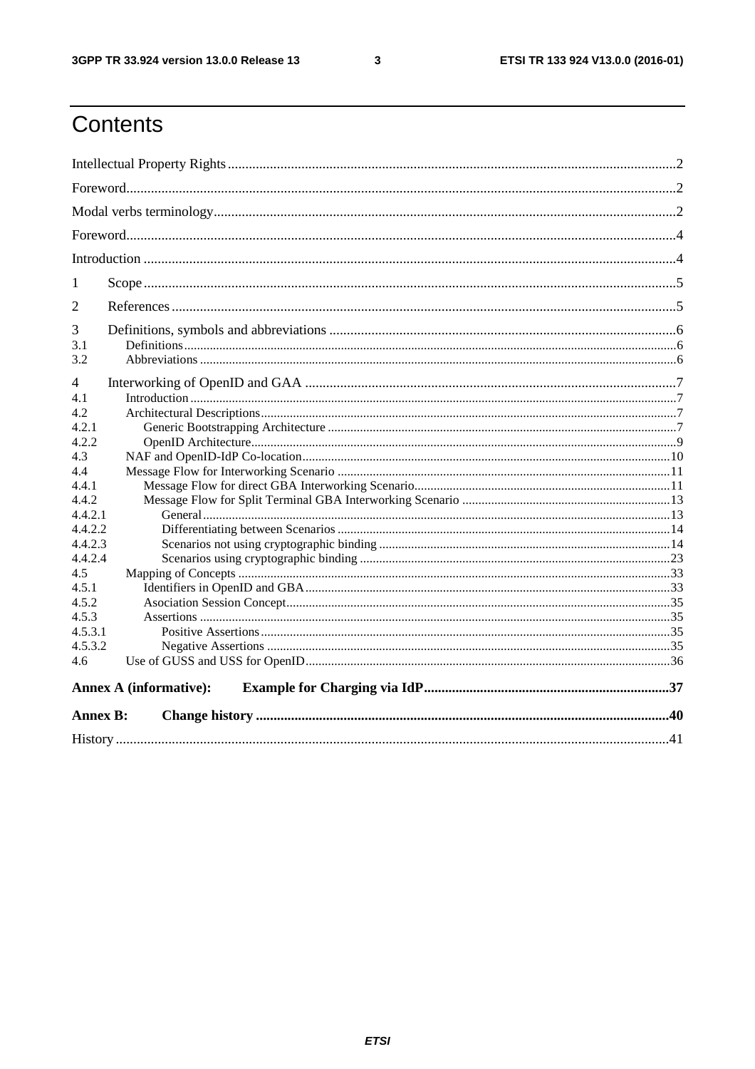# Contents

Intellectual Property Rights .....2

Foreword .....2

Modal verbs terminology .....2

Foreword .....4

Introduction .....4

1 Scope .....5

2 References .....5

3 Definitions, symbols and abbreviations .....6

3.1 Definitions .....6

3.2 Abbreviations .....6

4 Interworking of OpenID and GAA .....7

4.1 Introduction .....7

4.2 Architectural Descriptions .....7

4.2.1 Generic Bootstrapping Architecture .....7

4.2.2 OpenID Architecture .....9

4.3 NAF and OpenID-IdP Co-location .....10

4.4 Message Flow for Interworking Scenario .....11

4.4.1 Message Flow for direct GBA Interworking Scenario .....11

4.4.2 Message Flow for Split Terminal GBA Interworking Scenario .....13

4.4.2.1 General .....13

4.4.2.2 Differentiating between Scenarios .....14

4.4.2.3 Scenarios not using cryptographic binding .....14

4.4.2.4 Scenarios using cryptographic binding .....23

4.5 Mapping of Concepts .....33

4.5.1 Identifiers in OpenID and GBA .....33

4.5.2 Asociation Session Concept .....35

4.5.3 Assertions .....35

4.5.3.1 Positive Assertions .....35

4.5.3.2 Negative Assertions .....35

4.6 Use of GUSS and USS for OpenID .....36

**Annex A (informative): Example for Charging via IdP .....37**

**Annex B: Change history .....40**

History .....41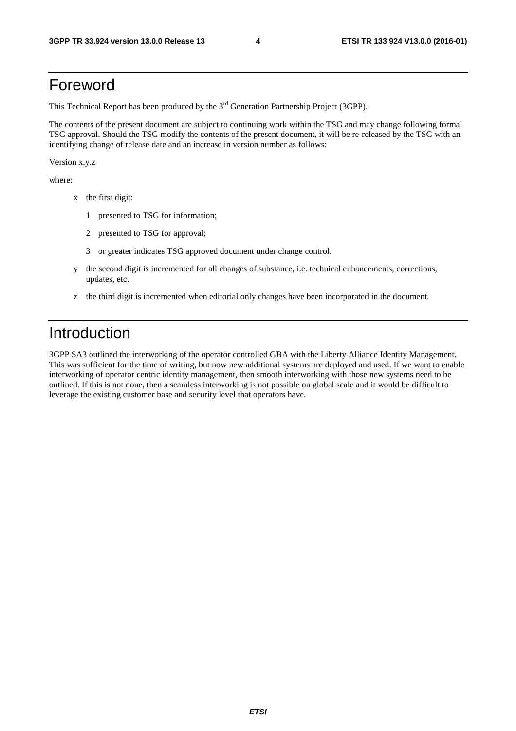# Foreword

This Technical Report has been produced by the 3rd Generation Partnership Project (3GPP).

The contents of the present document are subject to continuing work within the TSG and may change following formal TSG approval. Should the TSG modify the contents of the present document, it will be re-released by the TSG with an identifying change of release date and an increase in version number as follows:

Version x.y.z

where:

- x the first digit:
  - 1 presented to TSG for information;
  - 2 presented to TSG for approval;
  - 3 or greater indicates TSG approved document under change control.
- y the second digit is incremented for all changes of substance, i.e. technical enhancements, corrections, updates, etc.
- z the third digit is incremented when editorial only changes have been incorporated in the document.

# Introduction

3GPP SA3 outlined the interworking of the operator controlled GBA with the Liberty Alliance Identity Management. This was sufficient for the time of writing, but now new additional systems are deployed and used. If we want to enable interworking of operator centric identity management, then smooth interworking with those new systems need to be outlined. If this is not done, then a seamless interworking is not possible on global scale and it would be difficult to leverage the existing customer base and security level that operators have.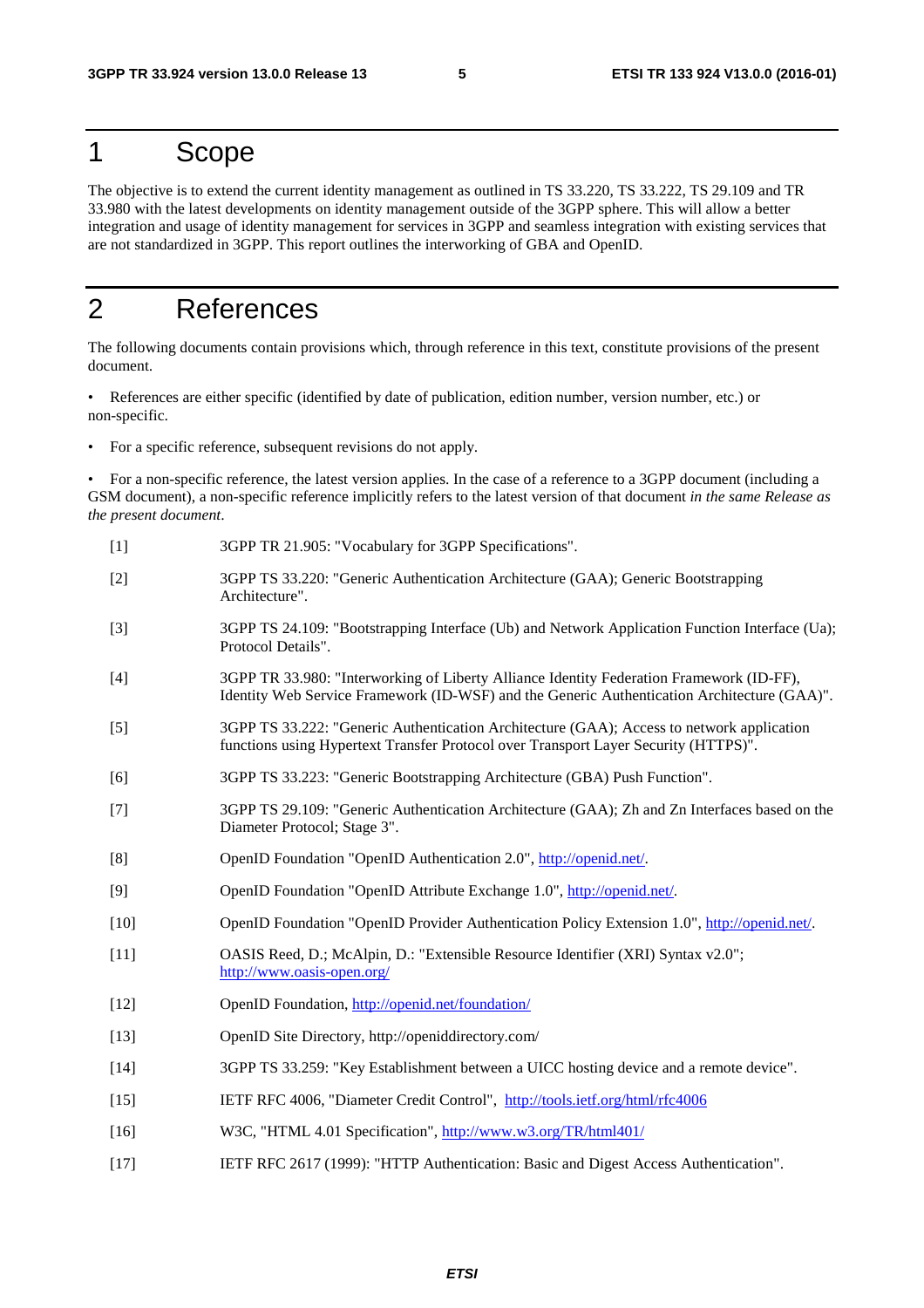# 1 Scope

The objective is to extend the current identity management as outlined in TS 33.220, TS 33.222, TS 29.109 and TR 33.980 with the latest developments on identity management outside of the 3GPP sphere. This will allow a better integration and usage of identity management for services in 3GPP and seamless integration with existing services that are not standardized in 3GPP. This report outlines the interworking of GBA and OpenID.

# 2 References

The following documents contain provisions which, through reference in this text, constitute provisions of the present document.

- References are either specific (identified by date of publication, edition number, version number, etc.) or non-specific.
- For a specific reference, subsequent revisions do not apply.
- For a non-specific reference, the latest version applies. In the case of a reference to a 3GPP document (including a GSM document), a non-specific reference implicitly refers to the latest version of that document *in the same Release as the present document*.

[1] 3GPP TR 21.905: "Vocabulary for 3GPP Specifications".

[2] 3GPP TS 33.220: "Generic Authentication Architecture (GAA); Generic Bootstrapping Architecture".

[3] 3GPP TS 24.109: "Bootstrapping Interface (Ub) and Network Application Function Interface (Ua); Protocol Details".

[4] 3GPP TR 33.980: "Interworking of Liberty Alliance Identity Federation Framework (ID-FF), Identity Web Service Framework (ID-WSF) and the Generic Authentication Architecture (GAA)".

[5] 3GPP TS 33.222: "Generic Authentication Architecture (GAA); Access to network application functions using Hypertext Transfer Protocol over Transport Layer Security (HTTPS)".

[6] 3GPP TS 33.223: "Generic Bootstrapping Architecture (GBA) Push Function".

[7] 3GPP TS 29.109: "Generic Authentication Architecture (GAA); Zh and Zn Interfaces based on the Diameter Protocol; Stage 3".

[8] OpenID Foundation "OpenID Authentication 2.0", http://openid.net/.

[9] OpenID Foundation "OpenID Attribute Exchange 1.0", http://openid.net/.

[10] OpenID Foundation "OpenID Provider Authentication Policy Extension 1.0", http://openid.net/.

[11] OASIS Reed, D.; McAlpin, D.: "Extensible Resource Identifier (XRI) Syntax v2.0"; http://www.oasis-open.org/

[12] OpenID Foundation, http://openid.net/foundation/

[13] OpenID Site Directory, http://openiddirectory.com/

[14] 3GPP TS 33.259: "Key Establishment between a UICC hosting device and a remote device".

[15] IETF RFC 4006, "Diameter Credit Control", http://tools.ietf.org/html/rfc4006

[16] W3C, "HTML 4.01 Specification", http://www.w3.org/TR/html401/

[17] IETF RFC 2617 (1999): "HTTP Authentication: Basic and Digest Access Authentication".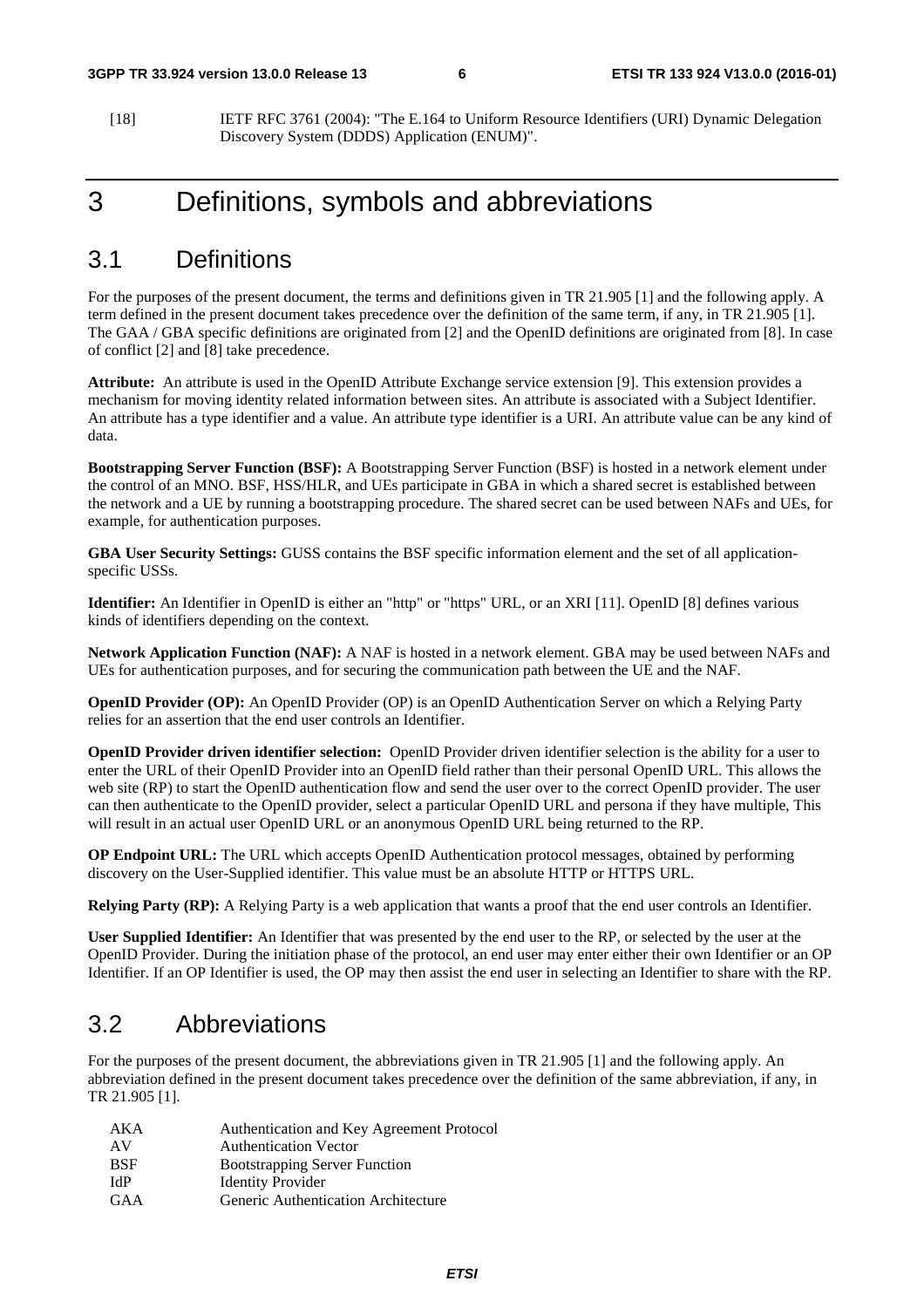[18] IETF RFC 3761 (2004): "The E.164 to Uniform Resource Identifiers (URI) Dynamic Delegation Discovery System (DDDS) Application (ENUM)".

# 3 Definitions, symbols and abbreviations

## 3.1 Definitions

For the purposes of the present document, the terms and definitions given in TR 21.905 [1] and the following apply. A term defined in the present document takes precedence over the definition of the same term, if any, in TR 21.905 [1]. The GAA / GBA specific definitions are originated from [2] and the OpenID definitions are originated from [8]. In case of conflict [2] and [8] take precedence.

**Attribute:** An attribute is used in the OpenID Attribute Exchange service extension [9]. This extension provides a mechanism for moving identity related information between sites. An attribute is associated with a Subject Identifier. An attribute has a type identifier and a value. An attribute type identifier is a URI. An attribute value can be any kind of data.

**Bootstrapping Server Function (BSF):** A Bootstrapping Server Function (BSF) is hosted in a network element under the control of an MNO. BSF, HSS/HLR, and UEs participate in GBA in which a shared secret is established between the network and a UE by running a bootstrapping procedure. The shared secret can be used between NAFs and UEs, for example, for authentication purposes.

**GBA User Security Settings:** GUSS contains the BSF specific information element and the set of all application-specific USSs.

**Identifier:** An Identifier in OpenID is either an "http" or "https" URL, or an XRI [11]. OpenID [8] defines various kinds of identifiers depending on the context.

**Network Application Function (NAF):** A NAF is hosted in a network element. GBA may be used between NAFs and UEs for authentication purposes, and for securing the communication path between the UE and the NAF.

**OpenID Provider (OP):** An OpenID Provider (OP) is an OpenID Authentication Server on which a Relying Party relies for an assertion that the end user controls an Identifier.

**OpenID Provider driven identifier selection:** OpenID Provider driven identifier selection is the ability for a user to enter the URL of their OpenID Provider into an OpenID field rather than their personal OpenID URL. This allows the web site (RP) to start the OpenID authentication flow and send the user over to the correct OpenID provider. The user can then authenticate to the OpenID provider, select a particular OpenID URL and persona if they have multiple, This will result in an actual user OpenID URL or an anonymous OpenID URL being returned to the RP.

**OP Endpoint URL:** The URL which accepts OpenID Authentication protocol messages, obtained by performing discovery on the User-Supplied identifier. This value must be an absolute HTTP or HTTPS URL.

**Relying Party (RP):** A Relying Party is a web application that wants a proof that the end user controls an Identifier.

**User Supplied Identifier:** An Identifier that was presented by the end user to the RP, or selected by the user at the OpenID Provider. During the initiation phase of the protocol, an end user may enter either their own Identifier or an OP Identifier. If an OP Identifier is used, the OP may then assist the end user in selecting an Identifier to share with the RP.

## 3.2 Abbreviations

For the purposes of the present document, the abbreviations given in TR 21.905 [1] and the following apply. An abbreviation defined in the present document takes precedence over the definition of the same abbreviation, if any, in TR 21.905 [1].

AKA Authentication and Key Agreement Protocol
AV Authentication Vector
BSF Bootstrapping Server Function
IdP Identity Provider
GAA Generic Authentication Architecture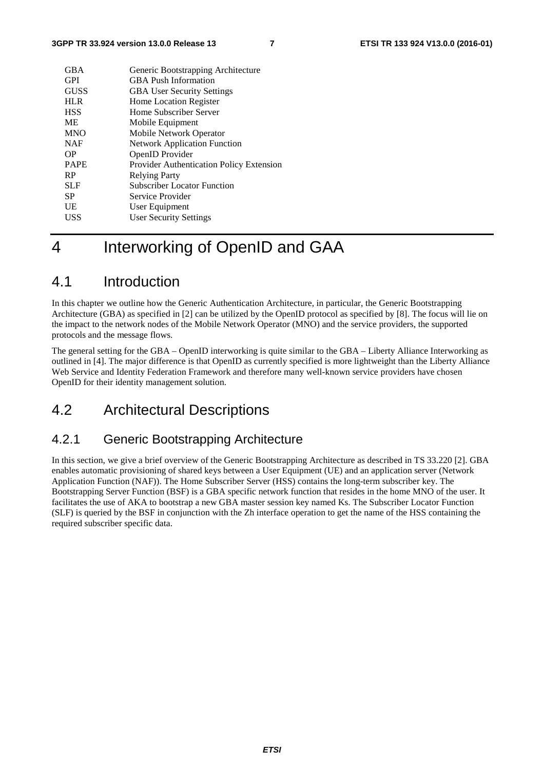| | |
|---|---|
| GBA | Generic Bootstrapping Architecture |
| GPI | GBA Push Information |
| GUSS | GBA User Security Settings |
| HLR | Home Location Register |
| HSS | Home Subscriber Server |
| ME | Mobile Equipment |
| MNO | Mobile Network Operator |
| NAF | Network Application Function |
| OP | OpenID Provider |
| PAPE | Provider Authentication Policy Extension |
| RP | Relying Party |
| SLF | Subscriber Locator Function |
| SP | Service Provider |
| UE | User Equipment |
| USS | User Security Settings |

# 4 Interworking of OpenID and GAA

## 4.1 Introduction

In this chapter we outline how the Generic Authentication Architecture, in particular, the Generic Bootstrapping Architecture (GBA) as specified in [2] can be utilized by the OpenID protocol as specified by [8]. The focus will lie on the impact to the network nodes of the Mobile Network Operator (MNO) and the service providers, the supported protocols and the message flows.

The general setting for the GBA – OpenID interworking is quite similar to the GBA – Liberty Alliance Interworking as outlined in [4]. The major difference is that OpenID as currently specified is more lightweight than the Liberty Alliance Web Service and Identity Federation Framework and therefore many well-known service providers have chosen OpenID for their identity management solution.

## 4.2 Architectural Descriptions

### 4.2.1 Generic Bootstrapping Architecture

In this section, we give a brief overview of the Generic Bootstrapping Architecture as described in TS 33.220 [2]. GBA enables automatic provisioning of shared keys between a User Equipment (UE) and an application server (Network Application Function (NAF)). The Home Subscriber Server (HSS) contains the long-term subscriber key. The Bootstrapping Server Function (BSF) is a GBA specific network function that resides in the home MNO of the user. It facilitates the use of AKA to bootstrap a new GBA master session key named Ks. The Subscriber Locator Function (SLF) is queried by the BSF in conjunction with the Zh interface operation to get the name of the HSS containing the required subscriber specific data.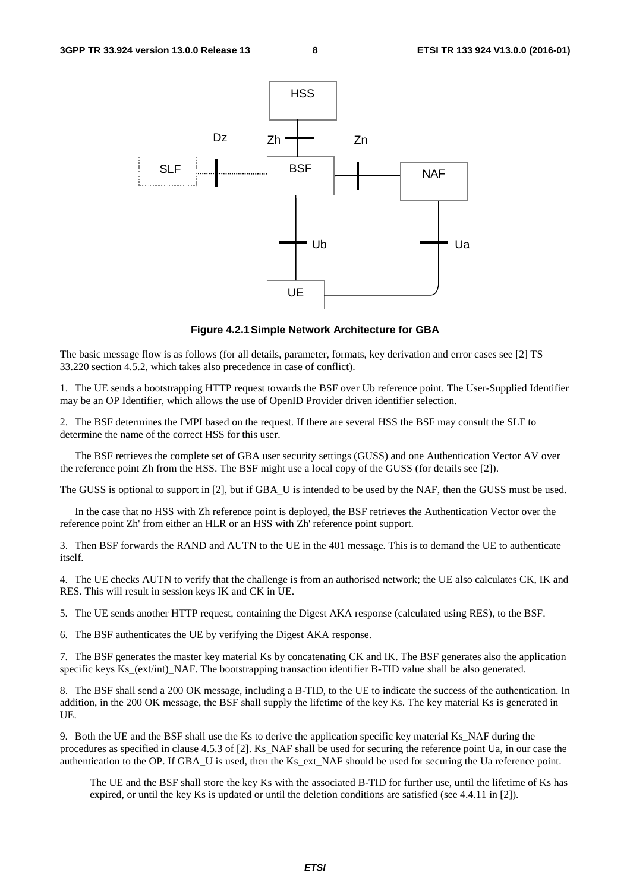**Figure 4.2.1 Simple Network Architecture for GBA**

The basic message flow is as follows (for all details, parameter, formats, key derivation and error cases see [2] TS 33.220 section 4.5.2, which takes also precedence in case of conflict).

1. The UE sends a bootstrapping HTTP request towards the BSF over Ub reference point. The User-Supplied Identifier may be an OP Identifier, which allows the use of OpenID Provider driven identifier selection.

2. The BSF determines the IMPI based on the request. If there are several HSS the BSF may consult the SLF to determine the name of the correct HSS for this user.

   The BSF retrieves the complete set of GBA user security settings (GUSS) and one Authentication Vector AV over the reference point Zh from the HSS. The BSF might use a local copy of the GUSS (for details see [2]).

The GUSS is optional to support in [2], but if GBA_U is intended to be used by the NAF, then the GUSS must be used.

   In the case that no HSS with Zh reference point is deployed, the BSF retrieves the Authentication Vector over the reference point Zh' from either an HLR or an HSS with Zh' reference point support.

3. Then BSF forwards the RAND and AUTN to the UE in the 401 message. This is to demand the UE to authenticate itself.

4. The UE checks AUTN to verify that the challenge is from an authorised network; the UE also calculates CK, IK and RES. This will result in session keys IK and CK in UE.

5. The UE sends another HTTP request, containing the Digest AKA response (calculated using RES), to the BSF.

6. The BSF authenticates the UE by verifying the Digest AKA response.

7. The BSF generates the master key material Ks by concatenating CK and IK. The BSF generates also the application specific keys Ks_(ext/int)_NAF. The bootstrapping transaction identifier B-TID value shall be also generated.

8. The BSF shall send a 200 OK message, including a B-TID, to the UE to indicate the success of the authentication. In addition, in the 200 OK message, the BSF shall supply the lifetime of the key Ks. The key material Ks is generated in UE.

9. Both the UE and the BSF shall use the Ks to derive the application specific key material Ks_NAF during the procedures as specified in clause 4.5.3 of [2]. Ks_NAF shall be used for securing the reference point Ua, in our case the authentication to the OP. If GBA_U is used, then the Ks_ext_NAF should be used for securing the Ua reference point.

   The UE and the BSF shall store the key Ks with the associated B-TID for further use, until the lifetime of Ks has expired, or until the key Ks is updated or until the deletion conditions are satisfied (see 4.4.11 in [2]).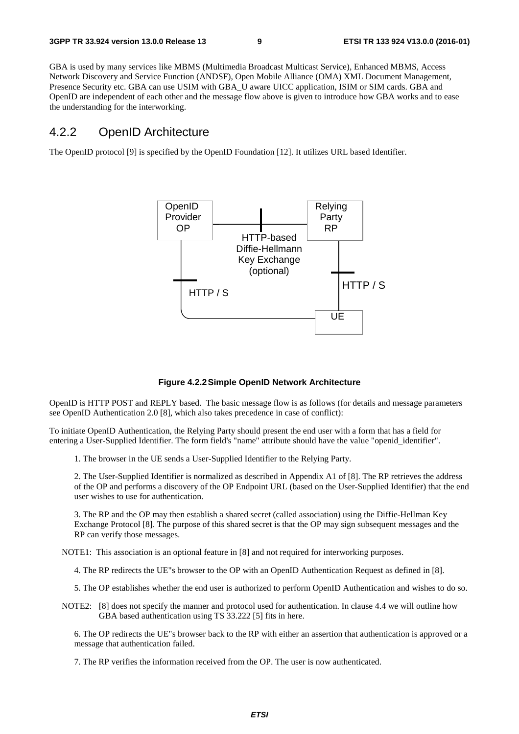GBA is used by many services like MBMS (Multimedia Broadcast Multicast Service), Enhanced MBMS, Access Network Discovery and Service Function (ANDSF), Open Mobile Alliance (OMA) XML Document Management, Presence Security etc. GBA can use USIM with GBA_U aware UICC application, ISIM or SIM cards. GBA and OpenID are independent of each other and the message flow above is given to introduce how GBA works and to ease the understanding for the interworking.

## 4.2.2 OpenID Architecture

The OpenID protocol [9] is specified by the OpenID Foundation [12]. It utilizes URL based Identifier.

**Figure 4.2.2 Simple OpenID Network Architecture**

OpenID is HTTP POST and REPLY based. The basic message flow is as follows (for details and message parameters see OpenID Authentication 2.0 [8], which also takes precedence in case of conflict):

To initiate OpenID Authentication, the Relying Party should present the end user with a form that has a field for entering a User-Supplied Identifier. The form field's "name" attribute should have the value "openid_identifier".

1. The browser in the UE sends a User-Supplied Identifier to the Relying Party.

2. The User-Supplied Identifier is normalized as described in Appendix A1 of [8]. The RP retrieves the address of the OP and performs a discovery of the OP Endpoint URL (based on the User-Supplied Identifier) that the end user wishes to use for authentication.

3. The RP and the OP may then establish a shared secret (called association) using the Diffie-Hellman Key Exchange Protocol [8]. The purpose of this shared secret is that the OP may sign subsequent messages and the RP can verify those messages.

NOTE1: This association is an optional feature in [8] and not required for interworking purposes.

4. The RP redirects the UE"s browser to the OP with an OpenID Authentication Request as defined in [8].

5. The OP establishes whether the end user is authorized to perform OpenID Authentication and wishes to do so.

NOTE2: [8] does not specify the manner and protocol used for authentication. In clause 4.4 we will outline how GBA based authentication using TS 33.222 [5] fits in here.

6. The OP redirects the UE"s browser back to the RP with either an assertion that authentication is approved or a message that authentication failed.

7. The RP verifies the information received from the OP. The user is now authenticated.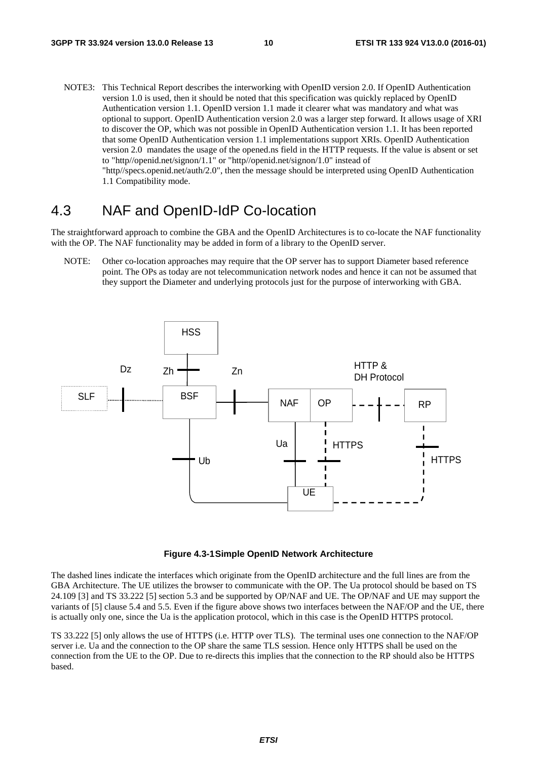NOTE3: This Technical Report describes the interworking with OpenID version 2.0. If OpenID Authentication version 1.0 is used, then it should be noted that this specification was quickly replaced by OpenID Authentication version 1.1. OpenID version 1.1 made it clearer what was mandatory and what was optional to support. OpenID Authentication version 2.0 was a larger step forward. It allows usage of XRI to discover the OP, which was not possible in OpenID Authentication version 1.1. It has been reported that some OpenID Authentication version 1.1 implementations support XRIs. OpenID Authentication version 2.0 mandates the usage of the opened.ns field in the HTTP requests. If the value is absent or set to "http//openid.net/signon/1.1" or "http//openid.net/signon/1.0" instead of "http//specs.openid.net/auth/2.0", then the message should be interpreted using OpenID Authentication 1.1 Compatibility mode.

# 4.3 NAF and OpenID-IdP Co-location

The straightforward approach to combine the GBA and the OpenID Architectures is to co-locate the NAF functionality with the OP. The NAF functionality may be added in form of a library to the OpenID server.

NOTE: Other co-location approaches may require that the OP server has to support Diameter based reference point. The OPs as today are not telecommunication network nodes and hence it can not be assumed that they support the Diameter and underlying protocols just for the purpose of interworking with GBA.

**Figure 4.3-1Simple OpenID Network Architecture**

The dashed lines indicate the interfaces which originate from the OpenID architecture and the full lines are from the GBA Architecture. The UE utilizes the browser to communicate with the OP. The Ua protocol should be based on TS 24.109 [3] and TS 33.222 [5] section 5.3 and be supported by OP/NAF and UE. The OP/NAF and UE may support the variants of [5] clause 5.4 and 5.5. Even if the figure above shows two interfaces between the NAF/OP and the UE, there is actually only one, since the Ua is the application protocol, which in this case is the OpenID HTTPS protocol.

TS 33.222 [5] only allows the use of HTTPS (i.e. HTTP over TLS). The terminal uses one connection to the NAF/OP server i.e. Ua and the connection to the OP share the same TLS session. Hence only HTTPS shall be used on the connection from the UE to the OP. Due to re-directs this implies that the connection to the RP should also be HTTPS based.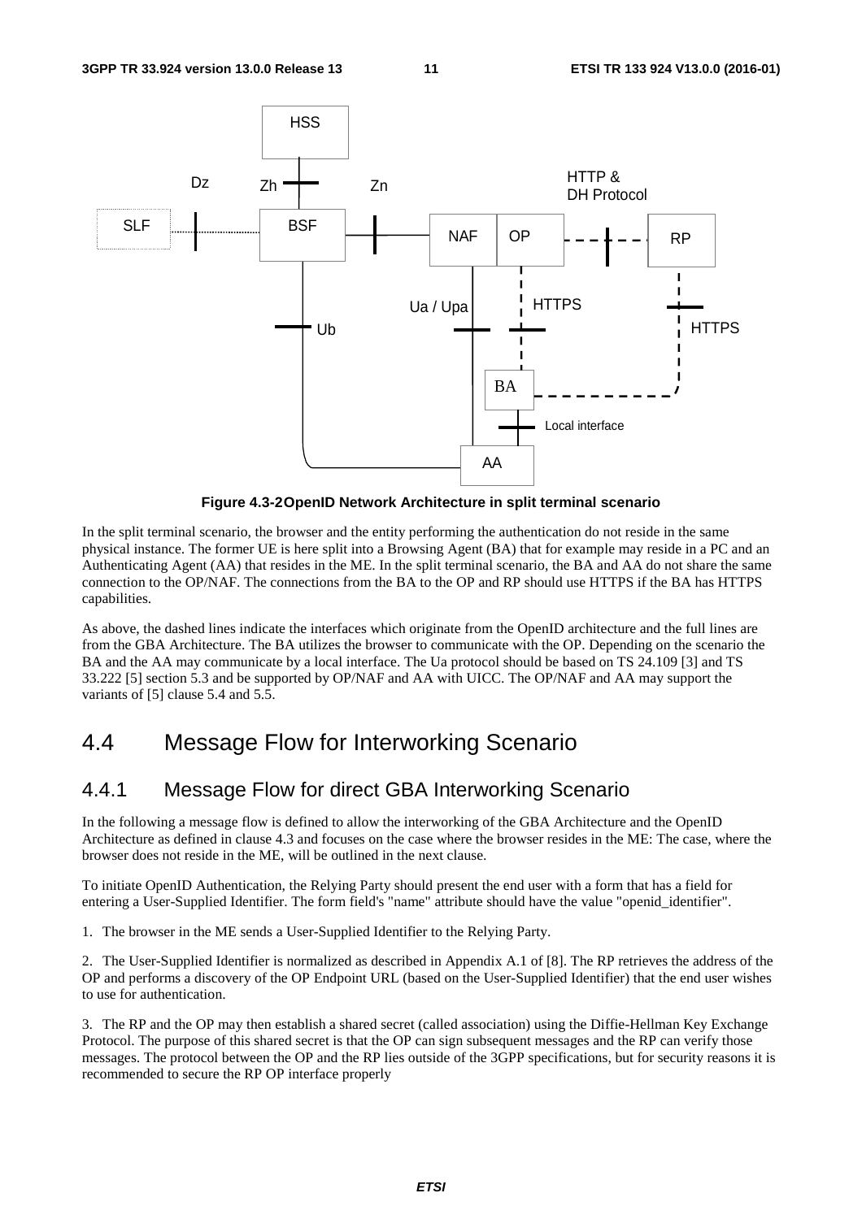**Figure 4.3-2OpenID Network Architecture in split terminal scenario**

In the split terminal scenario, the browser and the entity performing the authentication do not reside in the same physical instance. The former UE is here split into a Browsing Agent (BA) that for example may reside in a PC and an Authenticating Agent (AA) that resides in the ME. In the split terminal scenario, the BA and AA do not share the same connection to the OP/NAF. The connections from the BA to the OP and RP should use HTTPS if the BA has HTTPS capabilities.

As above, the dashed lines indicate the interfaces which originate from the OpenID architecture and the full lines are from the GBA Architecture. The BA utilizes the browser to communicate with the OP. Depending on the scenario the BA and the AA may communicate by a local interface. The Ua protocol should be based on TS 24.109 [3] and TS 33.222 [5] section 5.3 and be supported by OP/NAF and AA with UICC. The OP/NAF and AA may support the variants of [5] clause 5.4 and 5.5.

# 4.4 Message Flow for Interworking Scenario

## 4.4.1 Message Flow for direct GBA Interworking Scenario

In the following a message flow is defined to allow the interworking of the GBA Architecture and the OpenID Architecture as defined in clause 4.3 and focuses on the case where the browser resides in the ME: The case, where the browser does not reside in the ME, will be outlined in the next clause.

To initiate OpenID Authentication, the Relying Party should present the end user with a form that has a field for entering a User-Supplied Identifier. The form field's "name" attribute should have the value "openid_identifier".

1. The browser in the ME sends a User-Supplied Identifier to the Relying Party.

2. The User-Supplied Identifier is normalized as described in Appendix A.1 of [8]. The RP retrieves the address of the OP and performs a discovery of the OP Endpoint URL (based on the User-Supplied Identifier) that the end user wishes to use for authentication.

3. The RP and the OP may then establish a shared secret (called association) using the Diffie-Hellman Key Exchange Protocol. The purpose of this shared secret is that the OP can sign subsequent messages and the RP can verify those messages. The protocol between the OP and the RP lies outside of the 3GPP specifications, but for security reasons it is recommended to secure the RP OP interface properly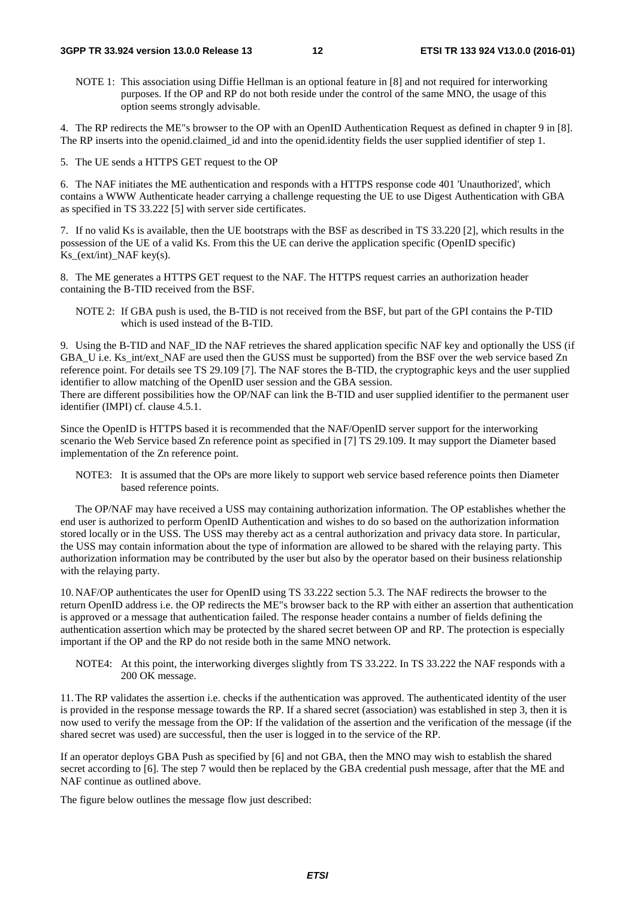NOTE 1: This association using Diffie Hellman is an optional feature in [8] and not required for interworking purposes. If the OP and RP do not both reside under the control of the same MNO, the usage of this option seems strongly advisable.

4. The RP redirects the ME"s browser to the OP with an OpenID Authentication Request as defined in chapter 9 in [8]. The RP inserts into the openid.claimed_id and into the openid.identity fields the user supplied identifier of step 1.

5. The UE sends a HTTPS GET request to the OP

6. The NAF initiates the ME authentication and responds with a HTTPS response code 401 'Unauthorized', which contains a WWW Authenticate header carrying a challenge requesting the UE to use Digest Authentication with GBA as specified in TS 33.222 [5] with server side certificates.

7. If no valid Ks is available, then the UE bootstraps with the BSF as described in TS 33.220 [2], which results in the possession of the UE of a valid Ks. From this the UE can derive the application specific (OpenID specific) Ks_(ext/int)_NAF key(s).

8. The ME generates a HTTPS GET request to the NAF. The HTTPS request carries an authorization header containing the B-TID received from the BSF.

NOTE 2: If GBA push is used, the B-TID is not received from the BSF, but part of the GPI contains the P-TID which is used instead of the B-TID.

9. Using the B-TID and NAF_ID the NAF retrieves the shared application specific NAF key and optionally the USS (if GBA_U i.e. Ks_int/ext_NAF are used then the GUSS must be supported) from the BSF over the web service based Zn reference point. For details see TS 29.109 [7]. The NAF stores the B-TID, the cryptographic keys and the user supplied identifier to allow matching of the OpenID user session and the GBA session.
There are different possibilities how the OP/NAF can link the B-TID and user supplied identifier to the permanent user identifier (IMPI) cf. clause 4.5.1.

Since the OpenID is HTTPS based it is recommended that the NAF/OpenID server support for the interworking scenario the Web Service based Zn reference point as specified in [7] TS 29.109. It may support the Diameter based implementation of the Zn reference point.

NOTE3: It is assumed that the OPs are more likely to support web service based reference points then Diameter based reference points.

The OP/NAF may have received a USS may containing authorization information. The OP establishes whether the end user is authorized to perform OpenID Authentication and wishes to do so based on the authorization information stored locally or in the USS. The USS may thereby act as a central authorization and privacy data store. In particular, the USS may contain information about the type of information are allowed to be shared with the relaying party. This authorization information may be contributed by the user but also by the operator based on their business relationship with the relaying party.

10. NAF/OP authenticates the user for OpenID using TS 33.222 section 5.3. The NAF redirects the browser to the return OpenID address i.e. the OP redirects the ME"s browser back to the RP with either an assertion that authentication is approved or a message that authentication failed. The response header contains a number of fields defining the authentication assertion which may be protected by the shared secret between OP and RP. The protection is especially important if the OP and the RP do not reside both in the same MNO network.

NOTE4: At this point, the interworking diverges slightly from TS 33.222. In TS 33.222 the NAF responds with a 200 OK message.

11. The RP validates the assertion i.e. checks if the authentication was approved. The authenticated identity of the user is provided in the response message towards the RP. If a shared secret (association) was established in step 3, then it is now used to verify the message from the OP: If the validation of the assertion and the verification of the message (if the shared secret was used) are successful, then the user is logged in to the service of the RP.

If an operator deploys GBA Push as specified by [6] and not GBA, then the MNO may wish to establish the shared secret according to [6]. The step 7 would then be replaced by the GBA credential push message, after that the ME and NAF continue as outlined above.

The figure below outlines the message flow just described: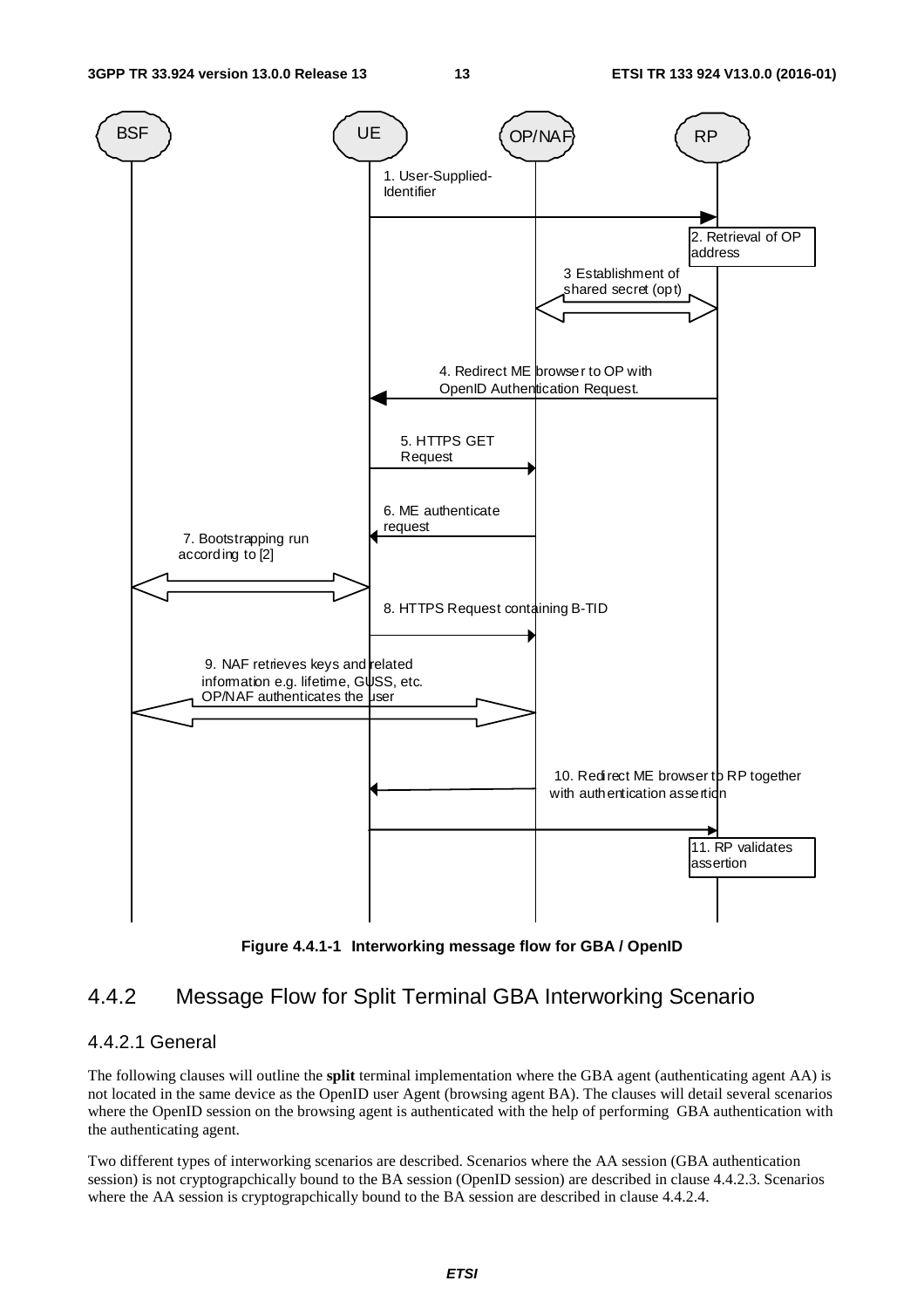Figure 4.4.1-1 Interworking message flow for GBA / OpenID

## 4.4.2 Message Flow for Split Terminal GBA Interworking Scenario

### 4.4.2.1 General

The following clauses will outline the **split** terminal implementation where the GBA agent (authenticating agent AA) is not located in the same device as the OpenID user Agent (browsing agent BA). The clauses will detail several scenarios where the OpenID session on the browsing agent is authenticated with the help of performing GBA authentication with the authenticating agent.

Two different types of interworking scenarios are described. Scenarios where the AA session (GBA authentication session) is not cryptograpchically bound to the BA session (OpenID session) are described in clause 4.4.2.3. Scenarios where the AA session is cryptograpchically bound to the BA session are described in clause 4.4.2.4.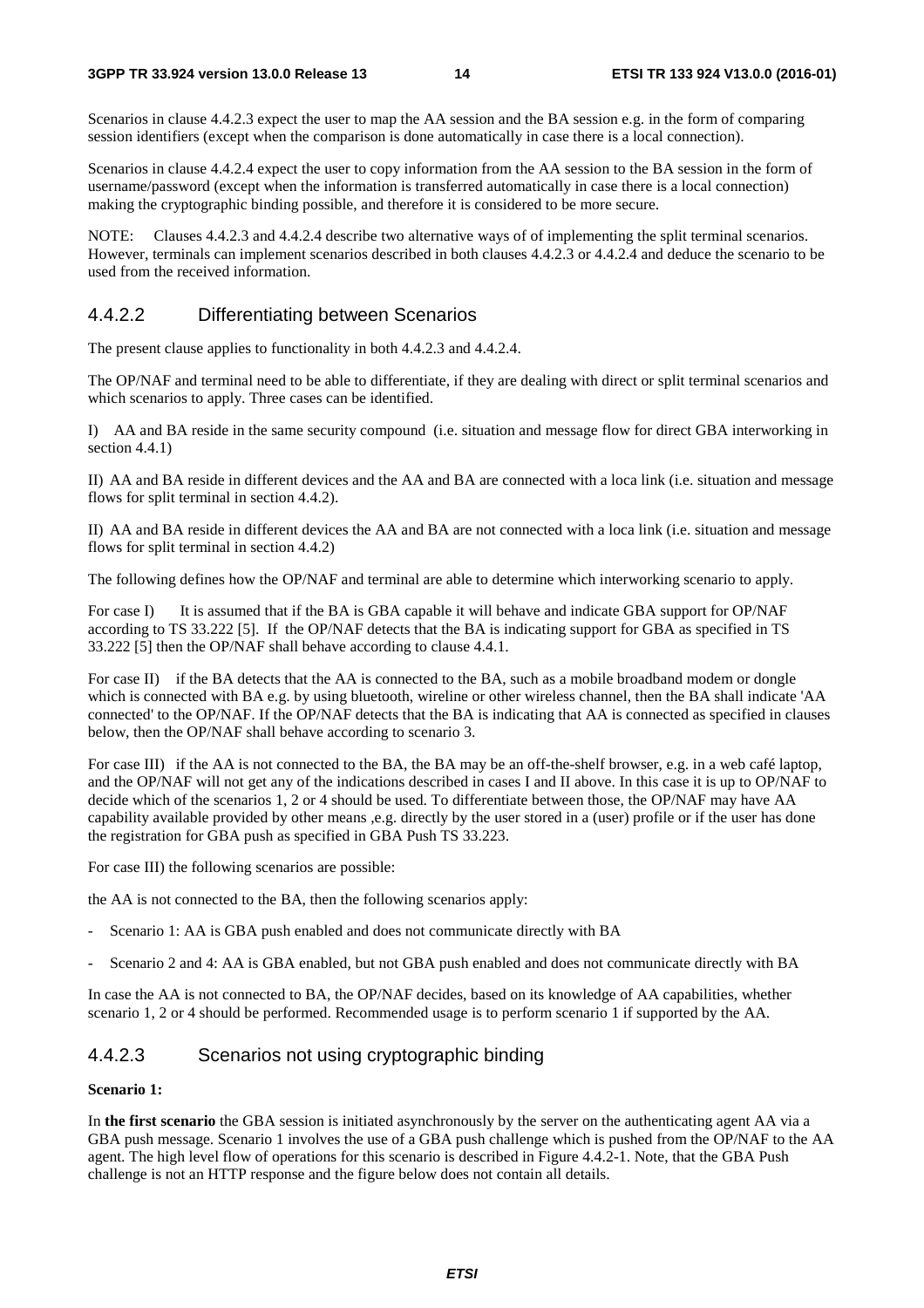Scenarios in clause 4.4.2.3 expect the user to map the AA session and the BA session e.g. in the form of comparing session identifiers (except when the comparison is done automatically in case there is a local connection).

Scenarios in clause 4.4.2.4 expect the user to copy information from the AA session to the BA session in the form of username/password (except when the information is transferred automatically in case there is a local connection) making the cryptographic binding possible, and therefore it is considered to be more secure.

NOTE: Clauses 4.4.2.3 and 4.4.2.4 describe two alternative ways of of implementing the split terminal scenarios. However, terminals can implement scenarios described in both clauses 4.4.2.3 or 4.4.2.4 and deduce the scenario to be used from the received information.

### 4.4.2.2 Differentiating between Scenarios

The present clause applies to functionality in both 4.4.2.3 and 4.4.2.4.

The OP/NAF and terminal need to be able to differentiate, if they are dealing with direct or split terminal scenarios and which scenarios to apply. Three cases can be identified.

I) AA and BA reside in the same security compound (i.e. situation and message flow for direct GBA interworking in section 4.4.1)

II) AA and BA reside in different devices and the AA and BA are connected with a loca link (i.e. situation and message flows for split terminal in section 4.4.2).

II) AA and BA reside in different devices the AA and BA are not connected with a loca link (i.e. situation and message flows for split terminal in section 4.4.2)

The following defines how the OP/NAF and terminal are able to determine which interworking scenario to apply.

For case I) It is assumed that if the BA is GBA capable it will behave and indicate GBA support for OP/NAF according to TS 33.222 [5]. If the OP/NAF detects that the BA is indicating support for GBA as specified in TS 33.222 [5] then the OP/NAF shall behave according to clause 4.4.1.

For case II) if the BA detects that the AA is connected to the BA, such as a mobile broadband modem or dongle which is connected with BA e.g. by using bluetooth, wireline or other wireless channel, then the BA shall indicate 'AA connected' to the OP/NAF. If the OP/NAF detects that the BA is indicating that AA is connected as specified in clauses below, then the OP/NAF shall behave according to scenario 3.

For case III) if the AA is not connected to the BA, the BA may be an off-the-shelf browser, e.g. in a web café laptop, and the OP/NAF will not get any of the indications described in cases I and II above. In this case it is up to OP/NAF to decide which of the scenarios 1, 2 or 4 should be used. To differentiate between those, the OP/NAF may have AA capability available provided by other means ,e.g. directly by the user stored in a (user) profile or if the user has done the registration for GBA push as specified in GBA Push TS 33.223.

For case III) the following scenarios are possible:

the AA is not connected to the BA, then the following scenarios apply:

- Scenario 1: AA is GBA push enabled and does not communicate directly with BA
- Scenario 2 and 4: AA is GBA enabled, but not GBA push enabled and does not communicate directly with BA

In case the AA is not connected to BA, the OP/NAF decides, based on its knowledge of AA capabilities, whether scenario 1, 2 or 4 should be performed. Recommended usage is to perform scenario 1 if supported by the AA.

### 4.4.2.3 Scenarios not using cryptographic binding

**Scenario 1:**

In **the first scenario** the GBA session is initiated asynchronously by the server on the authenticating agent AA via a GBA push message. Scenario 1 involves the use of a GBA push challenge which is pushed from the OP/NAF to the AA agent. The high level flow of operations for this scenario is described in Figure 4.4.2-1. Note, that the GBA Push challenge is not an HTTP response and the figure below does not contain all details.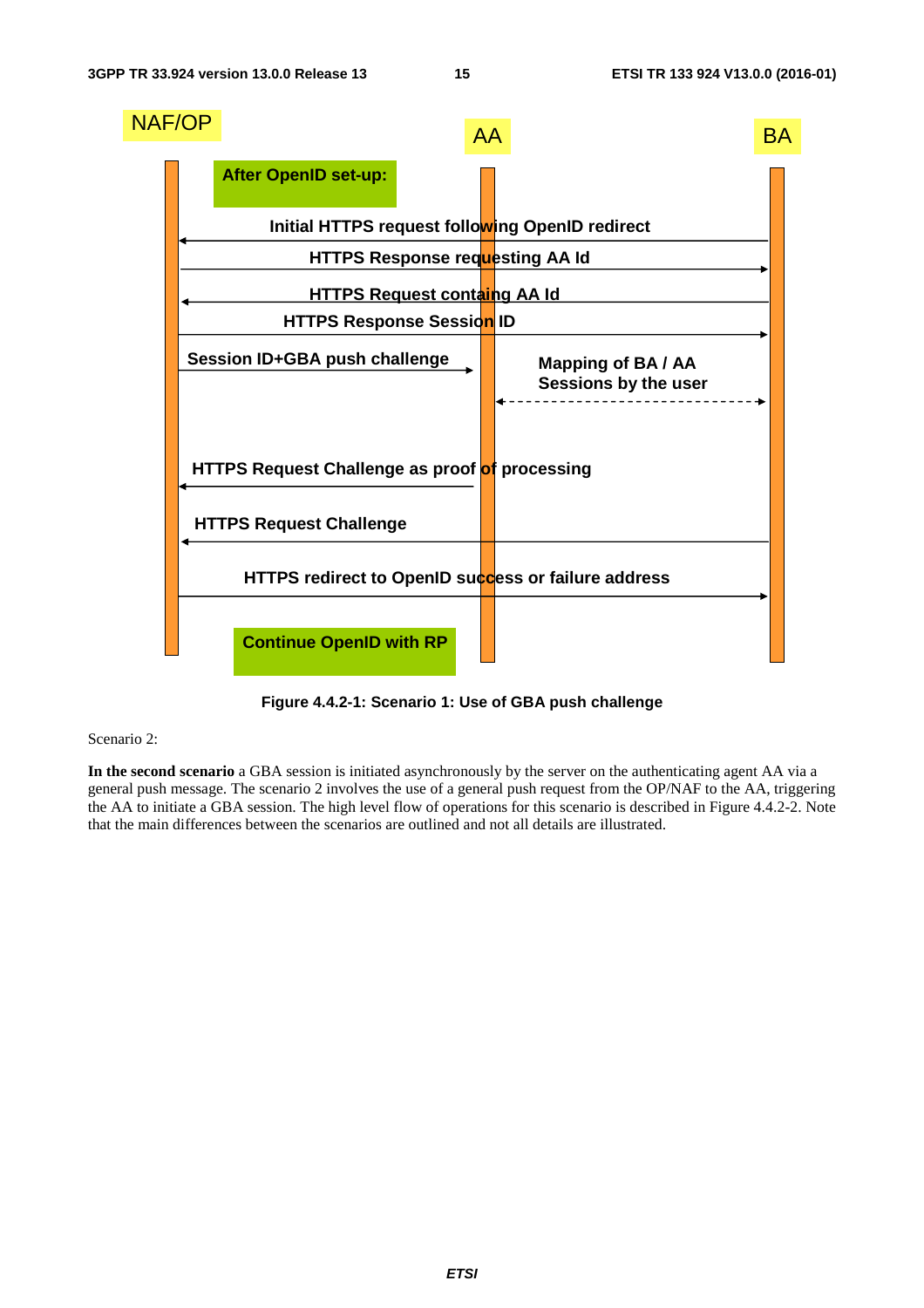NAF/OP

AA

BA

After OpenID set-up:

Initial HTTPS request following OpenID redirect

HTTPS Response requesting AA Id

HTTPS Request containg AA Id

HTTPS Response Session ID

Session ID+GBA push challenge

Mapping of BA / AA Sessions by the user

HTTPS Request Challenge as proof of processing

HTTPS Request Challenge

HTTPS redirect to OpenID success or failure address

Continue OpenID with RP

**Figure 4.4.2-1: Scenario 1: Use of GBA push challenge**

Scenario 2:

**In the second scenario** a GBA session is initiated asynchronously by the server on the authenticating agent AA via a general push message. The scenario 2 involves the use of a general push request from the OP/NAF to the AA, triggering the AA to initiate a GBA session. The high level flow of operations for this scenario is described in Figure 4.4.2-2. Note that the main differences between the scenarios are outlined and not all details are illustrated.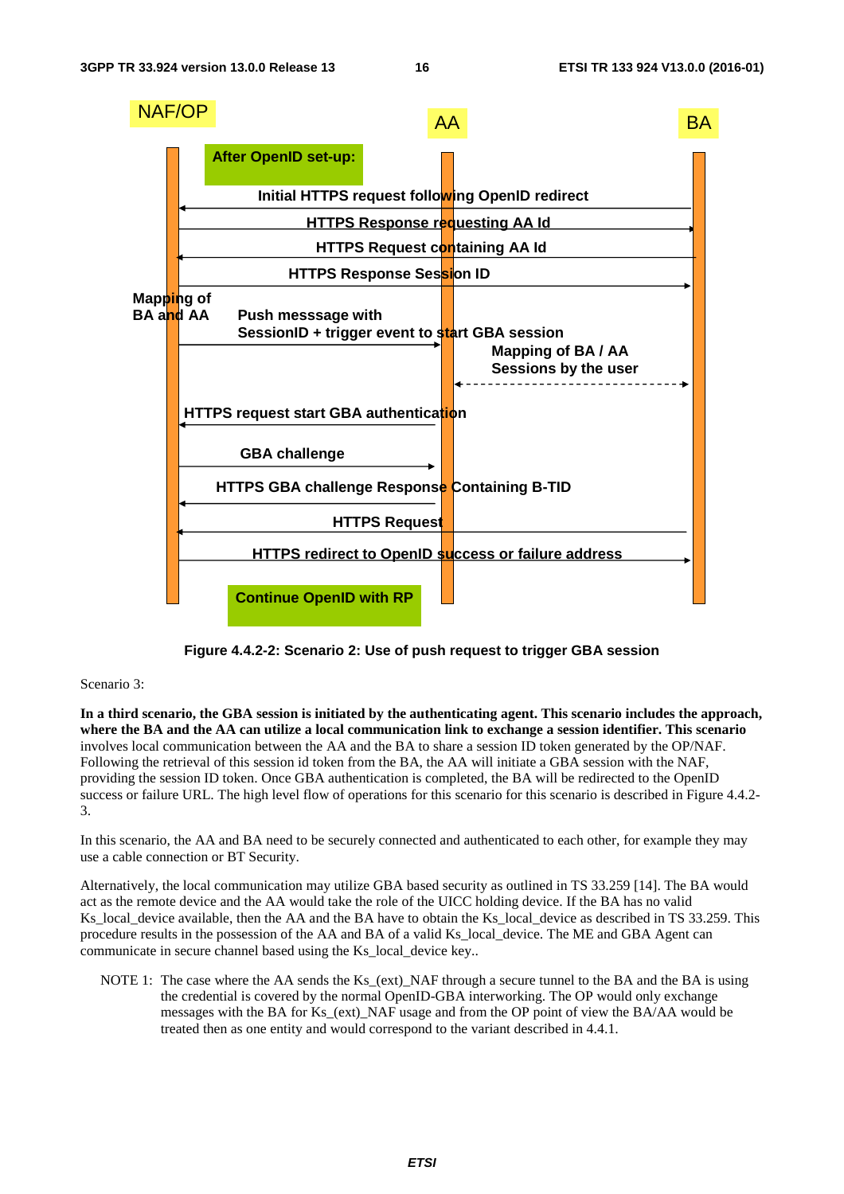NAF/OP AA BA

After OpenID set-up:

Initial HTTPS request following OpenID redirect

HTTPS Response requesting AA Id

HTTPS Request containing AA Id

HTTPS Response Session ID

Mapping of BA and AA

Push messsage with SessionID + trigger event to start GBA session

Mapping of BA / AA Sessions by the user

HTTPS request start GBA authentication

GBA challenge

HTTPS GBA challenge Response Containing B-TID

HTTPS Request

HTTPS redirect to OpenID success or failure address

Continue OpenID with RP

**Figure 4.4.2-2: Scenario 2: Use of push request to trigger GBA session**

Scenario 3:

**In a third scenario, the GBA session is initiated by the authenticating agent. This scenario includes the approach, where the BA and the AA can utilize a local communication link to exchange a session identifier. This scenario** involves local communication between the AA and the BA to share a session ID token generated by the OP/NAF. Following the retrieval of this session id token from the BA, the AA will initiate a GBA session with the NAF, providing the session ID token. Once GBA authentication is completed, the BA will be redirected to the OpenID success or failure URL. The high level flow of operations for this scenario for this scenario is described in Figure 4.4.2-3.

In this scenario, the AA and BA need to be securely connected and authenticated to each other, for example they may use a cable connection or BT Security.

Alternatively, the local communication may utilize GBA based security as outlined in TS 33.259 [14]. The BA would act as the remote device and the AA would take the role of the UICC holding device. If the BA has no valid Ks_local_device available, then the AA and the BA have to obtain the Ks_local_device as described in TS 33.259. This procedure results in the possession of the AA and BA of a valid Ks_local_device. The ME and GBA Agent can communicate in secure channel based using the Ks_local_device key..

NOTE 1: The case where the AA sends the Ks_(ext)_NAF through a secure tunnel to the BA and the BA is using the credential is covered by the normal OpenID-GBA interworking. The OP would only exchange messages with the BA for Ks_(ext)_NAF usage and from the OP point of view the BA/AA would be treated then as one entity and would correspond to the variant described in 4.4.1.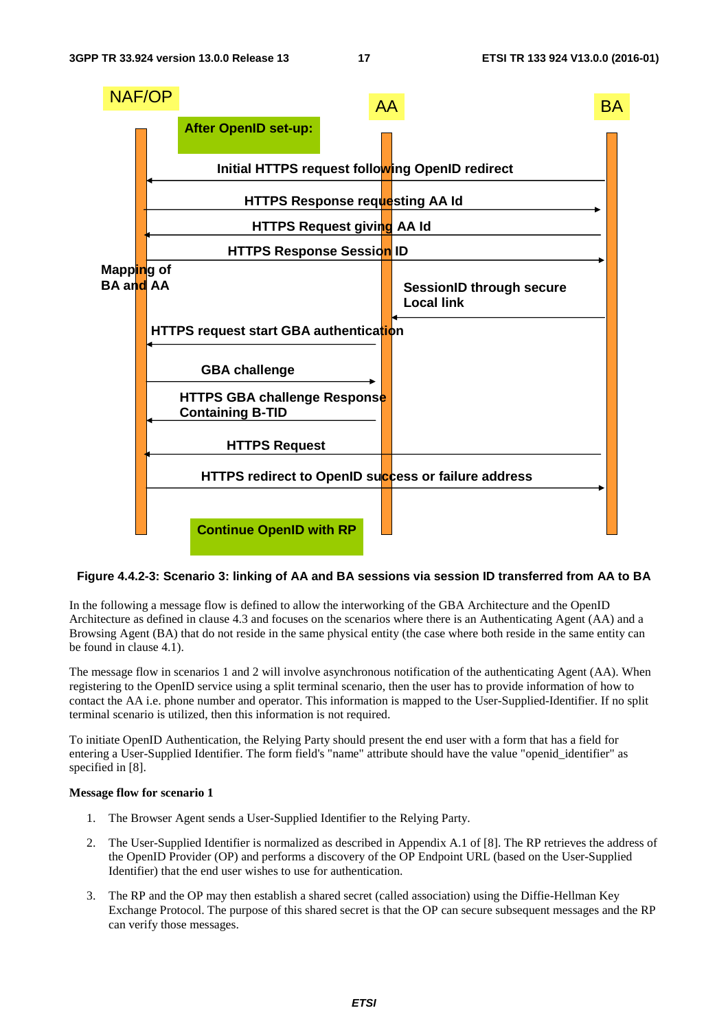NAF/OP | AA | BA

After OpenID set-up:

Initial HTTPS request following OpenID redirect

HTTPS Response requesting AA Id

HTTPS Request giving AA Id

HTTPS Response Session ID

Mapping of BA and AA

SessionID through secure Local link

HTTPS request start GBA authentication

GBA challenge

HTTPS GBA challenge Response Containing B-TID

HTTPS Request

HTTPS redirect to OpenID success or failure address

Continue OpenID with RP

**Figure 4.4.2-3: Scenario 3: linking of AA and BA sessions via session ID transferred from AA to BA**

In the following a message flow is defined to allow the interworking of the GBA Architecture and the OpenID Architecture as defined in clause 4.3 and focuses on the scenarios where there is an Authenticating Agent (AA) and a Browsing Agent (BA) that do not reside in the same physical entity (the case where both reside in the same entity can be found in clause 4.1).

The message flow in scenarios 1 and 2 will involve asynchronous notification of the authenticating Agent (AA). When registering to the OpenID service using a split terminal scenario, then the user has to provide information of how to contact the AA i.e. phone number and operator. This information is mapped to the User-Supplied-Identifier. If no split terminal scenario is utilized, then this information is not required.

To initiate OpenID Authentication, the Relying Party should present the end user with a form that has a field for entering a User-Supplied Identifier. The form field's "name" attribute should have the value "openid_identifier" as specified in [8].

**Message flow for scenario 1**

1. The Browser Agent sends a User-Supplied Identifier to the Relying Party.
2. The User-Supplied Identifier is normalized as described in Appendix A.1 of [8]. The RP retrieves the address of the OpenID Provider (OP) and performs a discovery of the OP Endpoint URL (based on the User-Supplied Identifier) that the end user wishes to use for authentication.
3. The RP and the OP may then establish a shared secret (called association) using the Diffie-Hellman Key Exchange Protocol. The purpose of this shared secret is that the OP can secure subsequent messages and the RP can verify those messages.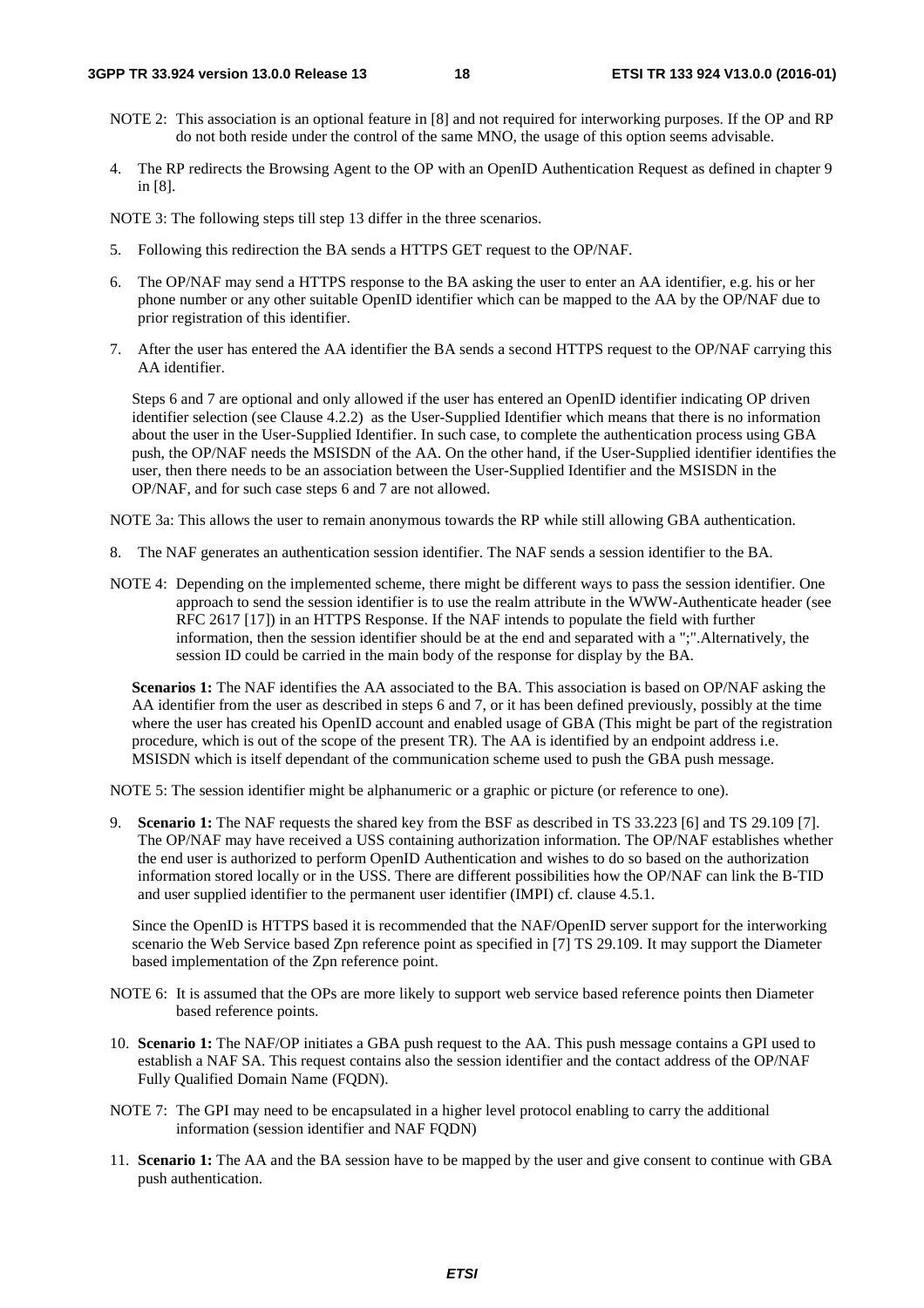NOTE 2: This association is an optional feature in [8] and not required for interworking purposes. If the OP and RP do not both reside under the control of the same MNO, the usage of this option seems advisable.

4. The RP redirects the Browsing Agent to the OP with an OpenID Authentication Request as defined in chapter 9 in [8].

NOTE 3: The following steps till step 13 differ in the three scenarios.

5. Following this redirection the BA sends a HTTPS GET request to the OP/NAF.

6. The OP/NAF may send a HTTPS response to the BA asking the user to enter an AA identifier, e.g. his or her phone number or any other suitable OpenID identifier which can be mapped to the AA by the OP/NAF due to prior registration of this identifier.

7. After the user has entered the AA identifier the BA sends a second HTTPS request to the OP/NAF carrying this AA identifier.

   Steps 6 and 7 are optional and only allowed if the user has entered an OpenID identifier indicating OP driven identifier selection (see Clause 4.2.2) as the User-Supplied Identifier which means that there is no information about the user in the User-Supplied Identifier. In such case, to complete the authentication process using GBA push, the OP/NAF needs the MSISDN of the AA. On the other hand, if the User-Supplied identifier identifies the user, then there needs to be an association between the User-Supplied Identifier and the MSISDN in the OP/NAF, and for such case steps 6 and 7 are not allowed.

NOTE 3a: This allows the user to remain anonymous towards the RP while still allowing GBA authentication.

8. The NAF generates an authentication session identifier. The NAF sends a session identifier to the BA.

NOTE 4: Depending on the implemented scheme, there might be different ways to pass the session identifier. One approach to send the session identifier is to use the realm attribute in the WWW-Authenticate header (see RFC 2617 [17]) in an HTTPS Response. If the NAF intends to populate the field with further information, then the session identifier should be at the end and separated with a ";".Alternatively, the session ID could be carried in the main body of the response for display by the BA.

   **Scenarios 1:** The NAF identifies the AA associated to the BA. This association is based on OP/NAF asking the AA identifier from the user as described in steps 6 and 7, or it has been defined previously, possibly at the time where the user has created his OpenID account and enabled usage of GBA (This might be part of the registration procedure, which is out of the scope of the present TR). The AA is identified by an endpoint address i.e. MSISDN which is itself dependant of the communication scheme used to push the GBA push message.

NOTE 5: The session identifier might be alphanumeric or a graphic or picture (or reference to one).

9. **Scenario 1:** The NAF requests the shared key from the BSF as described in TS 33.223 [6] and TS 29.109 [7]. The OP/NAF may have received a USS containing authorization information. The OP/NAF establishes whether the end user is authorized to perform OpenID Authentication and wishes to do so based on the authorization information stored locally or in the USS. There are different possibilities how the OP/NAF can link the B-TID and user supplied identifier to the permanent user identifier (IMPI) cf. clause 4.5.1.

   Since the OpenID is HTTPS based it is recommended that the NAF/OpenID server support for the interworking scenario the Web Service based Zpn reference point as specified in [7] TS 29.109. It may support the Diameter based implementation of the Zpn reference point.

NOTE 6: It is assumed that the OPs are more likely to support web service based reference points then Diameter based reference points.

10. **Scenario 1:** The NAF/OP initiates a GBA push request to the AA. This push message contains a GPI used to establish a NAF SA. This request contains also the session identifier and the contact address of the OP/NAF Fully Qualified Domain Name (FQDN).

NOTE 7: The GPI may need to be encapsulated in a higher level protocol enabling to carry the additional information (session identifier and NAF FQDN)

11. **Scenario 1:** The AA and the BA session have to be mapped by the user and give consent to continue with GBA push authentication.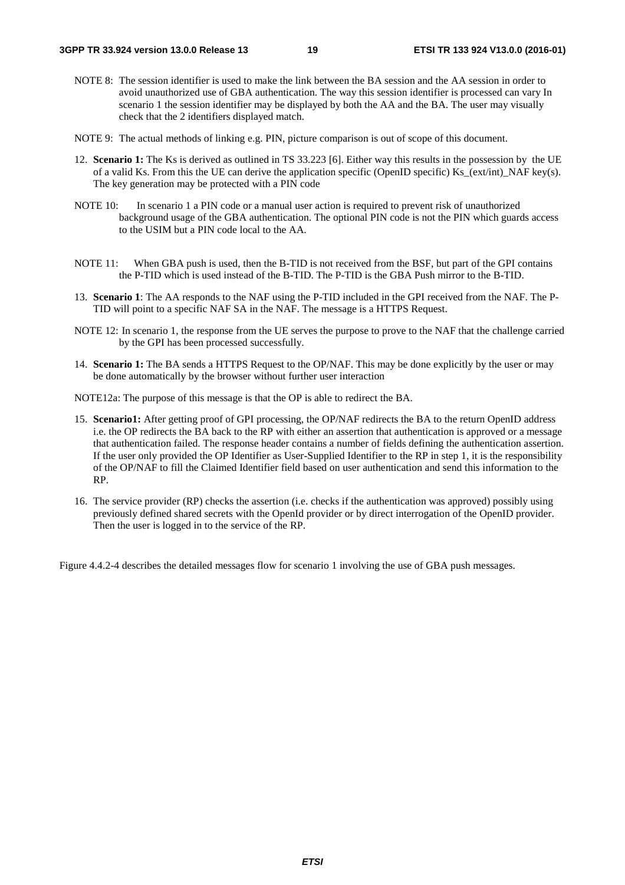NOTE 8: The session identifier is used to make the link between the BA session and the AA session in order to avoid unauthorized use of GBA authentication. The way this session identifier is processed can vary In scenario 1 the session identifier may be displayed by both the AA and the BA. The user may visually check that the 2 identifiers displayed match.

NOTE 9: The actual methods of linking e.g. PIN, picture comparison is out of scope of this document.

12. **Scenario 1:** The Ks is derived as outlined in TS 33.223 [6]. Either way this results in the possession by the UE of a valid Ks. From this the UE can derive the application specific (OpenID specific) Ks_(ext/int)_NAF key(s). The key generation may be protected with a PIN code

NOTE 10: In scenario 1 a PIN code or a manual user action is required to prevent risk of unauthorized background usage of the GBA authentication. The optional PIN code is not the PIN which guards access to the USIM but a PIN code local to the AA.

NOTE 11: When GBA push is used, then the B-TID is not received from the BSF, but part of the GPI contains the P-TID which is used instead of the B-TID. The P-TID is the GBA Push mirror to the B-TID.

13. **Scenario 1**: The AA responds to the NAF using the P-TID included in the GPI received from the NAF. The P-TID will point to a specific NAF SA in the NAF. The message is a HTTPS Request.

NOTE 12: In scenario 1, the response from the UE serves the purpose to prove to the NAF that the challenge carried by the GPI has been processed successfully.

14. **Scenario 1:** The BA sends a HTTPS Request to the OP/NAF. This may be done explicitly by the user or may be done automatically by the browser without further user interaction

NOTE12a: The purpose of this message is that the OP is able to redirect the BA.

15. **Scenario1:** After getting proof of GPI processing, the OP/NAF redirects the BA to the return OpenID address i.e. the OP redirects the BA back to the RP with either an assertion that authentication is approved or a message that authentication failed. The response header contains a number of fields defining the authentication assertion. If the user only provided the OP Identifier as User-Supplied Identifier to the RP in step 1, it is the responsibility of the OP/NAF to fill the Claimed Identifier field based on user authentication and send this information to the RP.

16. The service provider (RP) checks the assertion (i.e. checks if the authentication was approved) possibly using previously defined shared secrets with the OpenId provider or by direct interrogation of the OpenID provider. Then the user is logged in to the service of the RP.

Figure 4.4.2-4 describes the detailed messages flow for scenario 1 involving the use of GBA push messages.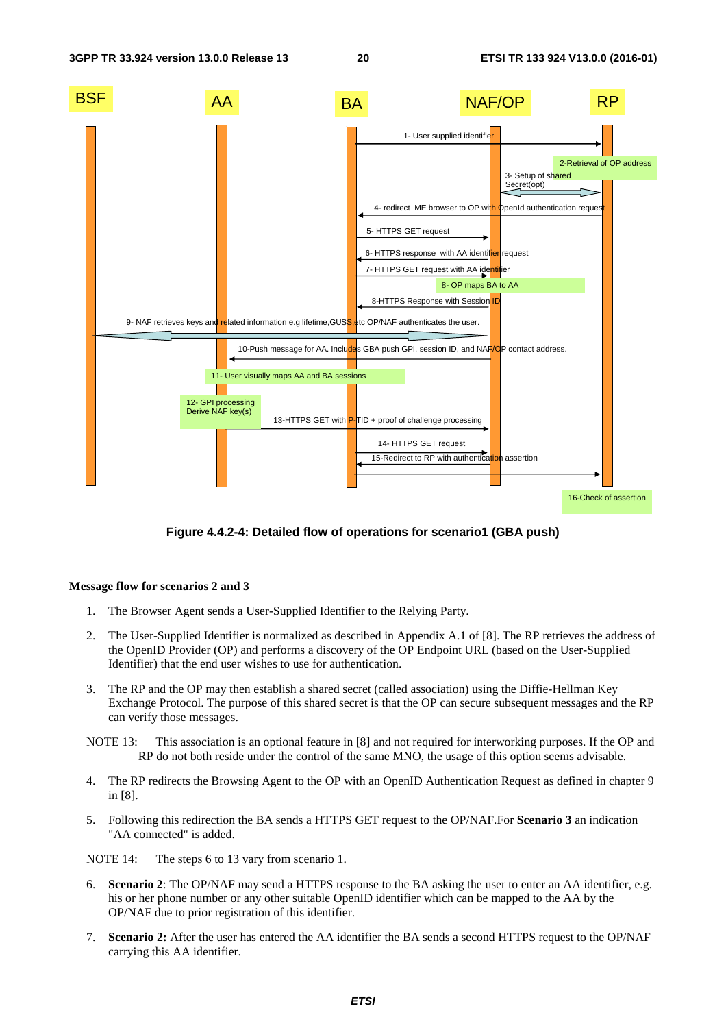Figure 4.4.2-4: Detailed flow of operations for scenario1 (GBA push)

**Message flow for scenarios 2 and 3**

1. The Browser Agent sends a User-Supplied Identifier to the Relying Party.

2. The User-Supplied Identifier is normalized as described in Appendix A.1 of [8]. The RP retrieves the address of the OpenID Provider (OP) and performs a discovery of the OP Endpoint URL (based on the User-Supplied Identifier) that the end user wishes to use for authentication.

3. The RP and the OP may then establish a shared secret (called association) using the Diffie-Hellman Key Exchange Protocol. The purpose of this shared secret is that the OP can secure subsequent messages and the RP can verify those messages.

NOTE 13: This association is an optional feature in [8] and not required for interworking purposes. If the OP and RP do not both reside under the control of the same MNO, the usage of this option seems advisable.

4. The RP redirects the Browsing Agent to the OP with an OpenID Authentication Request as defined in chapter 9 in [8].

5. Following this redirection the BA sends a HTTPS GET request to the OP/NAF.For **Scenario 3** an indication "AA connected" is added.

NOTE 14: The steps 6 to 13 vary from scenario 1.

6. **Scenario 2**: The OP/NAF may send a HTTPS response to the BA asking the user to enter an AA identifier, e.g. his or her phone number or any other suitable OpenID identifier which can be mapped to the AA by the OP/NAF due to prior registration of this identifier.

7. **Scenario 2:** After the user has entered the AA identifier the BA sends a second HTTPS request to the OP/NAF carrying this AA identifier.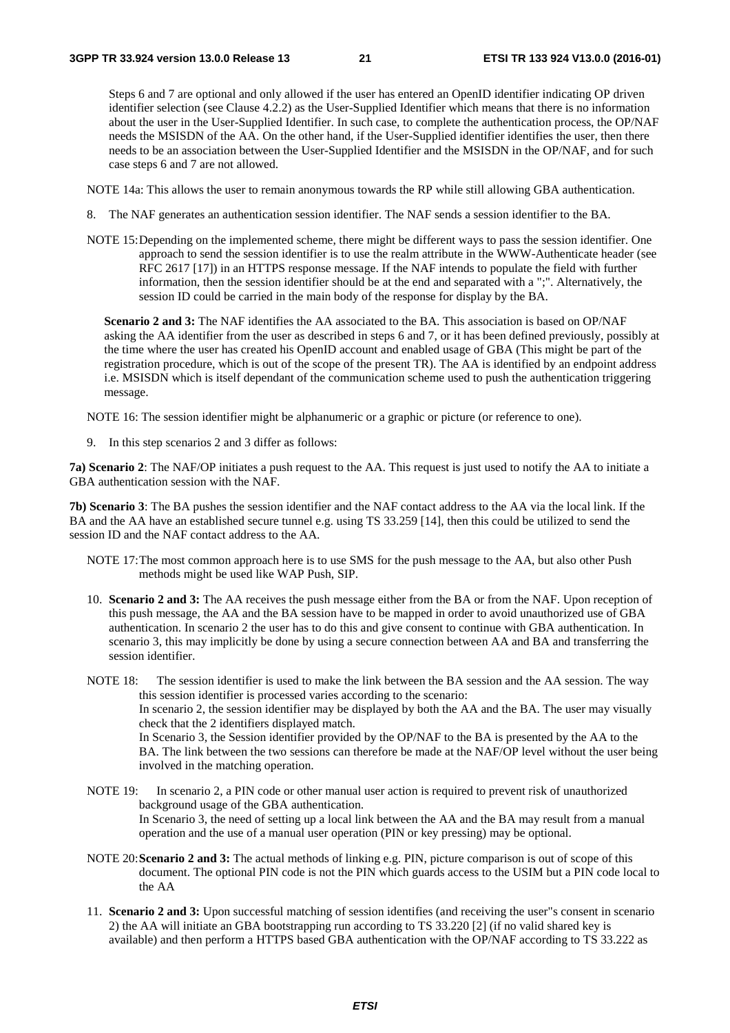Steps 6 and 7 are optional and only allowed if the user has entered an OpenID identifier indicating OP driven identifier selection (see Clause 4.2.2) as the User-Supplied Identifier which means that there is no information about the user in the User-Supplied Identifier. In such case, to complete the authentication process, the OP/NAF needs the MSISDN of the AA. On the other hand, if the User-Supplied identifier identifies the user, then there needs to be an association between the User-Supplied Identifier and the MSISDN in the OP/NAF, and for such case steps 6 and 7 are not allowed.

NOTE 14a: This allows the user to remain anonymous towards the RP while still allowing GBA authentication.

8. The NAF generates an authentication session identifier. The NAF sends a session identifier to the BA.

NOTE 15: Depending on the implemented scheme, there might be different ways to pass the session identifier. One approach to send the session identifier is to use the realm attribute in the WWW-Authenticate header (see RFC 2617 [17]) in an HTTPS response message. If the NAF intends to populate the field with further information, then the session identifier should be at the end and separated with a ";". Alternatively, the session ID could be carried in the main body of the response for display by the BA.

**Scenario 2 and 3:** The NAF identifies the AA associated to the BA. This association is based on OP/NAF asking the AA identifier from the user as described in steps 6 and 7, or it has been defined previously, possibly at the time where the user has created his OpenID account and enabled usage of GBA (This might be part of the registration procedure, which is out of the scope of the present TR). The AA is identified by an endpoint address i.e. MSISDN which is itself dependant of the communication scheme used to push the authentication triggering message.

NOTE 16: The session identifier might be alphanumeric or a graphic or picture (or reference to one).

9. In this step scenarios 2 and 3 differ as follows:

**7a) Scenario 2**: The NAF/OP initiates a push request to the AA. This request is just used to notify the AA to initiate a GBA authentication session with the NAF.

**7b) Scenario 3**: The BA pushes the session identifier and the NAF contact address to the AA via the local link. If the BA and the AA have an established secure tunnel e.g. using TS 33.259 [14], then this could be utilized to send the session ID and the NAF contact address to the AA.

NOTE 17: The most common approach here is to use SMS for the push message to the AA, but also other Push methods might be used like WAP Push, SIP.

10. **Scenario 2 and 3:** The AA receives the push message either from the BA or from the NAF. Upon reception of this push message, the AA and the BA session have to be mapped in order to avoid unauthorized use of GBA authentication. In scenario 2 the user has to do this and give consent to continue with GBA authentication. In scenario 3, this may implicitly be done by using a secure connection between AA and BA and transferring the session identifier.

NOTE 18: The session identifier is used to make the link between the BA session and the AA session. The way this session identifier is processed varies according to the scenario:
In scenario 2, the session identifier may be displayed by both the AA and the BA. The user may visually check that the 2 identifiers displayed match.
In Scenario 3, the Session identifier provided by the OP/NAF to the BA is presented by the AA to the BA. The link between the two sessions can therefore be made at the NAF/OP level without the user being involved in the matching operation.

NOTE 19: In scenario 2, a PIN code or other manual user action is required to prevent risk of unauthorized background usage of the GBA authentication.
In Scenario 3, the need of setting up a local link between the AA and the BA may result from a manual operation and the use of a manual user operation (PIN or key pressing) may be optional.

NOTE 20: **Scenario 2 and 3:** The actual methods of linking e.g. PIN, picture comparison is out of scope of this document. The optional PIN code is not the PIN which guards access to the USIM but a PIN code local to the AA

11. **Scenario 2 and 3:** Upon successful matching of session identifies (and receiving the user"s consent in scenario 2) the AA will initiate an GBA bootstrapping run according to TS 33.220 [2] (if no valid shared key is available) and then perform a HTTPS based GBA authentication with the OP/NAF according to TS 33.222 as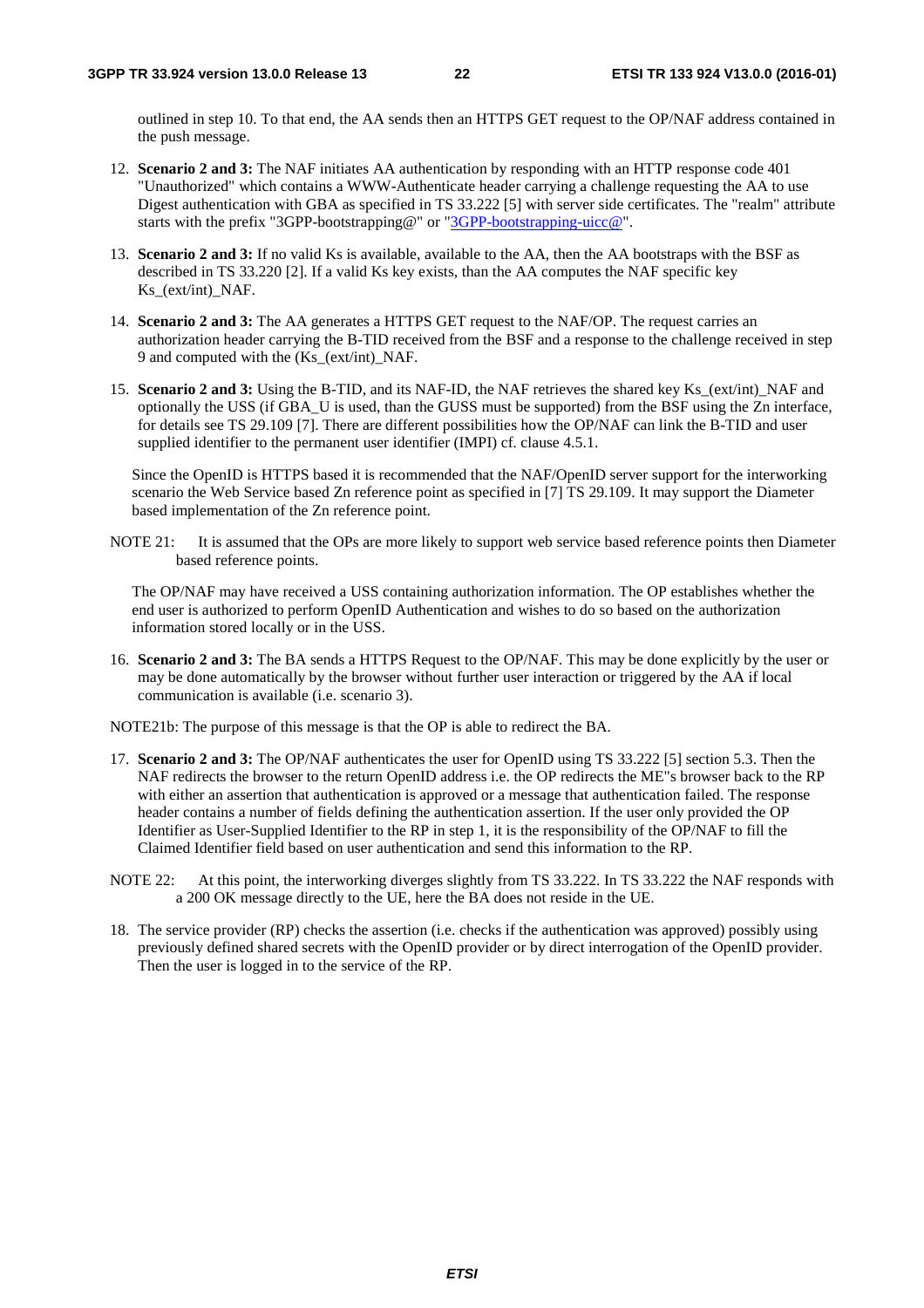outlined in step 10. To that end, the AA sends then an HTTPS GET request to the OP/NAF address contained in the push message.

12. **Scenario 2 and 3:** The NAF initiates AA authentication by responding with an HTTP response code 401 "Unauthorized" which contains a WWW-Authenticate header carrying a challenge requesting the AA to use Digest authentication with GBA as specified in TS 33.222 [5] with server side certificates. The "realm" attribute starts with the prefix "3GPP-bootstrapping@" or "3GPP-bootstrapping-uicc@".

13. **Scenario 2 and 3:** If no valid Ks is available, available to the AA, then the AA bootstraps with the BSF as described in TS 33.220 [2]. If a valid Ks key exists, than the AA computes the NAF specific key Ks_(ext/int)_NAF.

14. **Scenario 2 and 3:** The AA generates a HTTPS GET request to the NAF/OP. The request carries an authorization header carrying the B-TID received from the BSF and a response to the challenge received in step 9 and computed with the (Ks_(ext/int)_NAF.

15. **Scenario 2 and 3:** Using the B-TID, and its NAF-ID, the NAF retrieves the shared key Ks_(ext/int)_NAF and optionally the USS (if GBA_U is used, than the GUSS must be supported) from the BSF using the Zn interface, for details see TS 29.109 [7]. There are different possibilities how the OP/NAF can link the B-TID and user supplied identifier to the permanent user identifier (IMPI) cf. clause 4.5.1.

    Since the OpenID is HTTPS based it is recommended that the NAF/OpenID server support for the interworking scenario the Web Service based Zn reference point as specified in [7] TS 29.109. It may support the Diameter based implementation of the Zn reference point.

NOTE 21: It is assumed that the OPs are more likely to support web service based reference points then Diameter based reference points.

    The OP/NAF may have received a USS containing authorization information. The OP establishes whether the end user is authorized to perform OpenID Authentication and wishes to do so based on the authorization information stored locally or in the USS.

16. **Scenario 2 and 3:** The BA sends a HTTPS Request to the OP/NAF. This may be done explicitly by the user or may be done automatically by the browser without further user interaction or triggered by the AA if local communication is available (i.e. scenario 3).

NOTE21b: The purpose of this message is that the OP is able to redirect the BA.

17. **Scenario 2 and 3:** The OP/NAF authenticates the user for OpenID using TS 33.222 [5] section 5.3. Then the NAF redirects the browser to the return OpenID address i.e. the OP redirects the ME"s browser back to the RP with either an assertion that authentication is approved or a message that authentication failed. The response header contains a number of fields defining the authentication assertion. If the user only provided the OP Identifier as User-Supplied Identifier to the RP in step 1, it is the responsibility of the OP/NAF to fill the Claimed Identifier field based on user authentication and send this information to the RP.

NOTE 22: At this point, the interworking diverges slightly from TS 33.222. In TS 33.222 the NAF responds with a 200 OK message directly to the UE, here the BA does not reside in the UE.

18. The service provider (RP) checks the assertion (i.e. checks if the authentication was approved) possibly using previously defined shared secrets with the OpenID provider or by direct interrogation of the OpenID provider. Then the user is logged in to the service of the RP.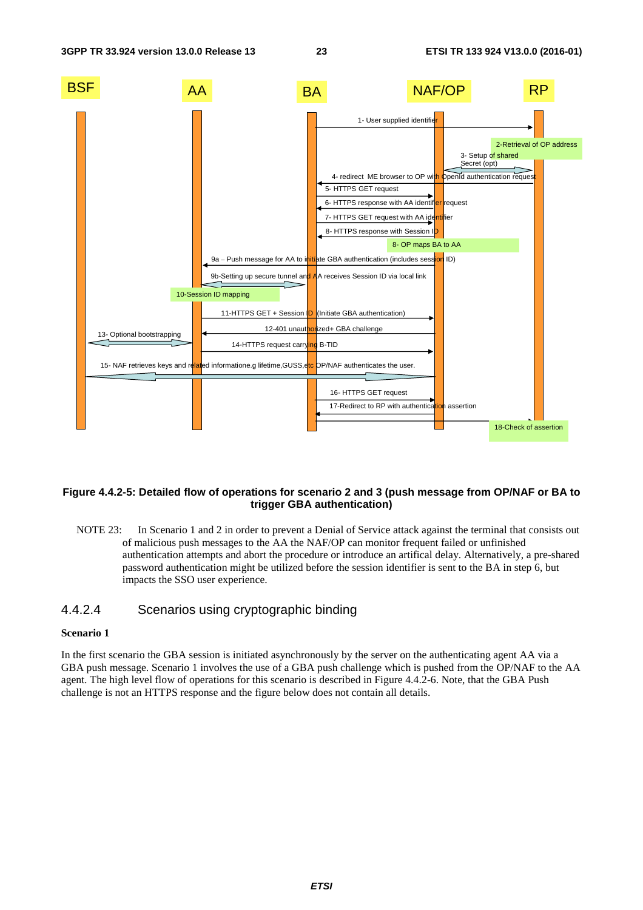**Figure 4.4.2-5: Detailed flow of operations for scenario 2 and 3 (push message from OP/NAF or BA to trigger GBA authentication)**

NOTE 23: In Scenario 1 and 2 in order to prevent a Denial of Service attack against the terminal that consists out of malicious push messages to the AA the NAF/OP can monitor frequent failed or unfinished authentication attempts and abort the procedure or introduce an artifical delay. Alternatively, a pre-shared password authentication might be utilized before the session identifier is sent to the BA in step 6, but impacts the SSO user experience.

#### 4.4.2.4 Scenarios using cryptographic binding

**Scenario 1**

In the first scenario the GBA session is initiated asynchronously by the server on the authenticating agent AA via a GBA push message. Scenario 1 involves the use of a GBA push challenge which is pushed from the OP/NAF to the AA agent. The high level flow of operations for this scenario is described in Figure 4.4.2-6. Note, that the GBA Push challenge is not an HTTPS response and the figure below does not contain all details.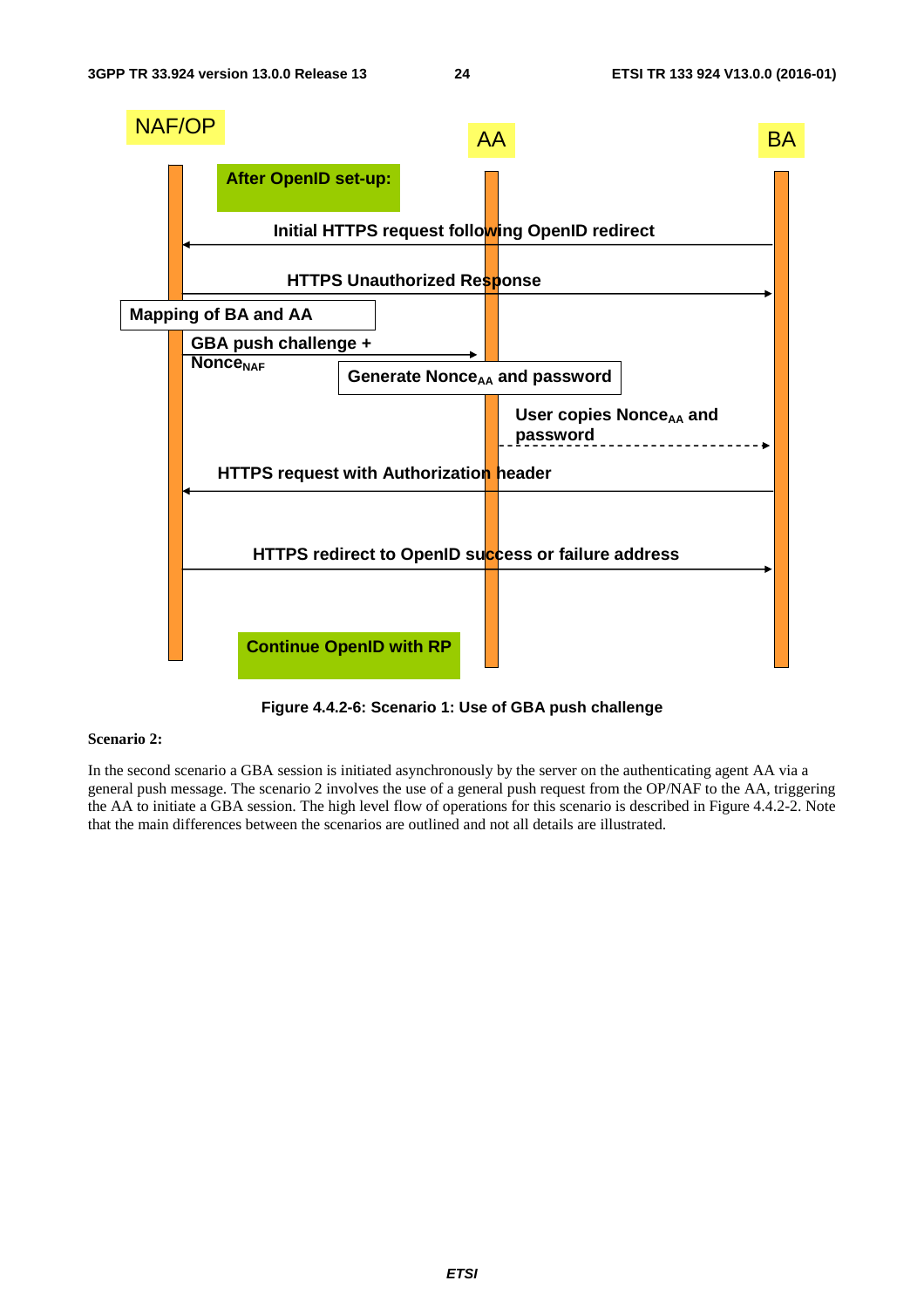NAF/OP

AA

BA

After OpenID set-up:

Initial HTTPS request following OpenID redirect

HTTPS Unauthorized Response

Mapping of BA and AA

GBA push challenge + $Nonce_{NAF}$

Generate $Nonce_{AA}$ and password

User copies $Nonce_{AA}$ and password

HTTPS request with Authorization header

HTTPS redirect to OpenID success or failure address

Continue OpenID with RP

**Figure 4.4.2-6: Scenario 1: Use of GBA push challenge**

**Scenario 2:**

In the second scenario a GBA session is initiated asynchronously by the server on the authenticating agent AA via a general push message. The scenario 2 involves the use of a general push request from the OP/NAF to the AA, triggering the AA to initiate a GBA session. The high level flow of operations for this scenario is described in Figure 4.4.2-2. Note that the main differences between the scenarios are outlined and not all details are illustrated.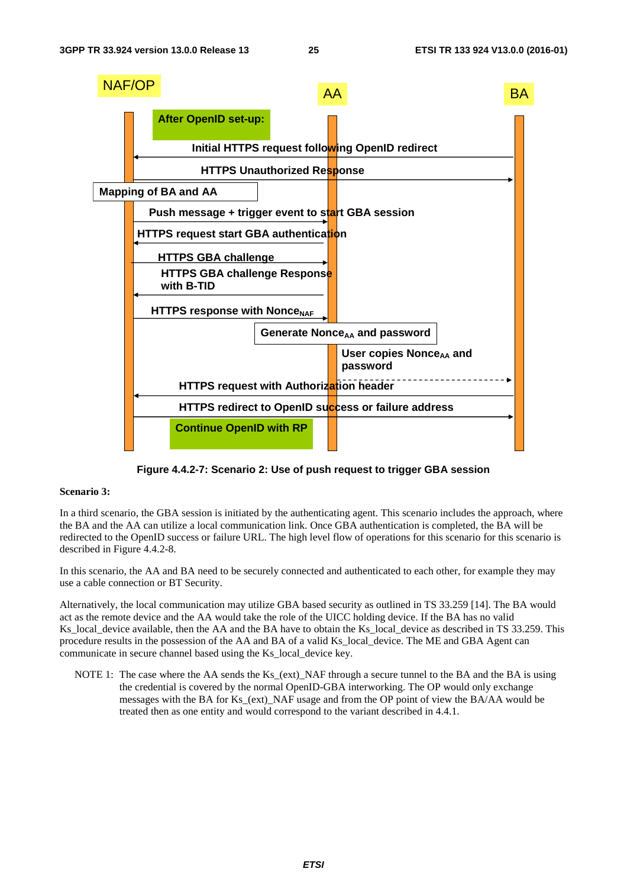NAF/OP | AA | BA

After OpenID set-up:

Initial HTTPS request following OpenID redirect

HTTPS Unauthorized Response

Mapping of BA and AA

Push message + trigger event to start GBA session

HTTPS request start GBA authentication

HTTPS GBA challenge

HTTPS GBA challenge Response with B-TID

HTTPS response with $Nonce_{NAF}$

Generate $Nonce_{AA}$ and password

User copies $Nonce_{AA}$ and password

HTTPS request with Authorization header

HTTPS redirect to OpenID success or failure address

Continue OpenID with RP

**Figure 4.4.2-7: Scenario 2: Use of push request to trigger GBA session**

**Scenario 3:**

In a third scenario, the GBA session is initiated by the authenticating agent. This scenario includes the approach, where the BA and the AA can utilize a local communication link. Once GBA authentication is completed, the BA will be redirected to the OpenID success or failure URL. The high level flow of operations for this scenario for this scenario is described in Figure 4.4.2-8.

In this scenario, the AA and BA need to be securely connected and authenticated to each other, for example they may use a cable connection or BT Security.

Alternatively, the local communication may utilize GBA based security as outlined in TS 33.259 [14]. The BA would act as the remote device and the AA would take the role of the UICC holding device. If the BA has no valid Ks_local_device available, then the AA and the BA have to obtain the Ks_local_device as described in TS 33.259. This procedure results in the possession of the AA and BA of a valid Ks_local_device. The ME and GBA Agent can communicate in secure channel based using the Ks_local_device key.

NOTE 1: The case where the AA sends the Ks_(ext)_NAF through a secure tunnel to the BA and the BA is using the credential is covered by the normal OpenID-GBA interworking. The OP would only exchange messages with the BA for Ks_(ext)_NAF usage and from the OP point of view the BA/AA would be treated then as one entity and would correspond to the variant described in 4.4.1.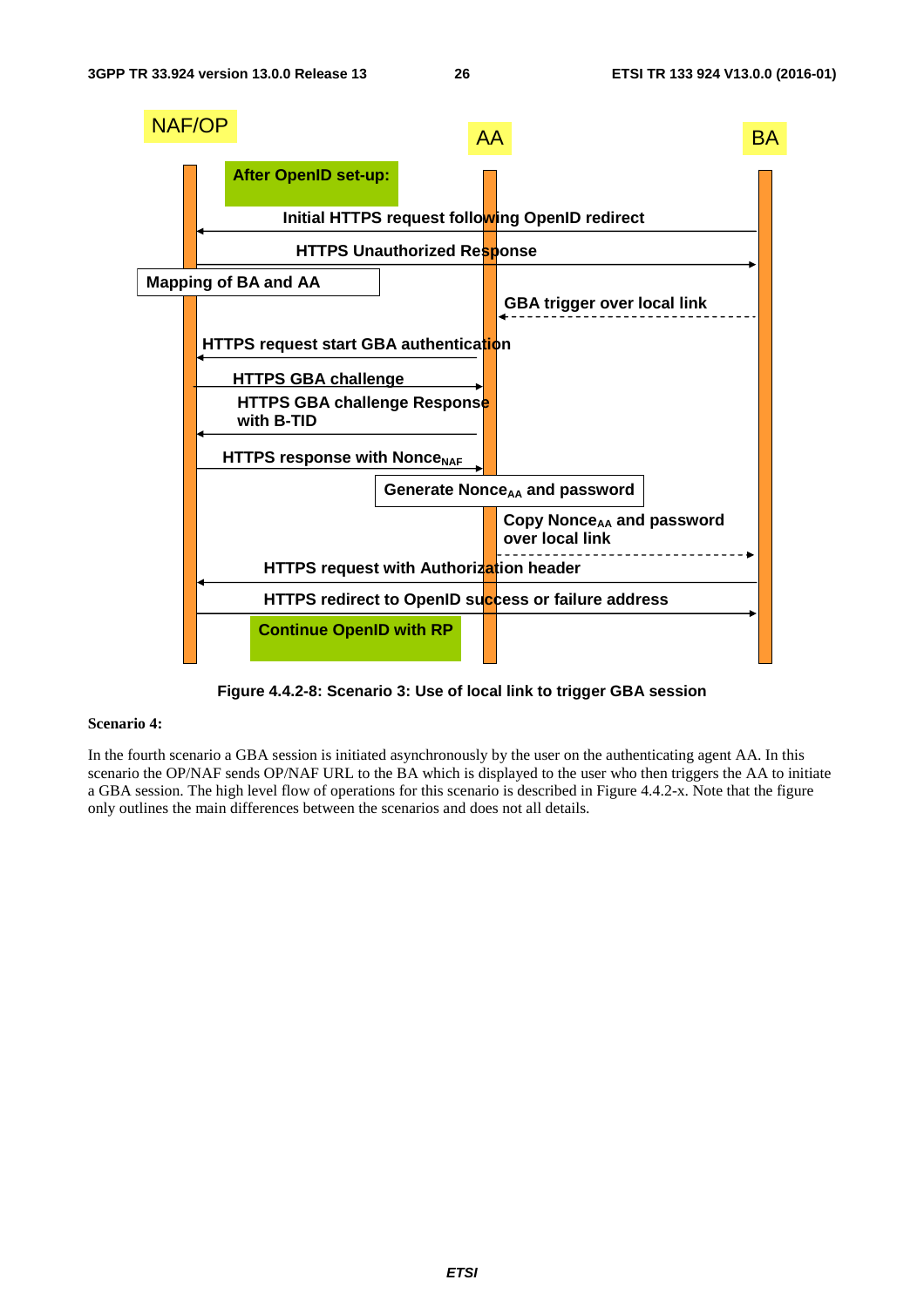NAF/OP

AA

BA

After OpenID set-up:

Initial HTTPS request following OpenID redirect

HTTPS Unauthorized Response

Mapping of BA and AA

GBA trigger over local link

HTTPS request start GBA authentication

HTTPS GBA challenge

HTTPS GBA challenge Response with B-TID

HTTPS response with $Nonce_{NAF}$

Generate $Nonce_{AA}$ and password

Copy $Nonce_{AA}$ and password over local link

HTTPS request with Authorization header

HTTPS redirect to OpenID success or failure address

Continue OpenID with RP

**Figure 4.4.2-8: Scenario 3: Use of local link to trigger GBA session**

**Scenario 4:**

In the fourth scenario a GBA session is initiated asynchronously by the user on the authenticating agent AA. In this scenario the OP/NAF sends OP/NAF URL to the BA which is displayed to the user who then triggers the AA to initiate a GBA session. The high level flow of operations for this scenario is described in Figure 4.4.2-x. Note that the figure only outlines the main differences between the scenarios and does not all details.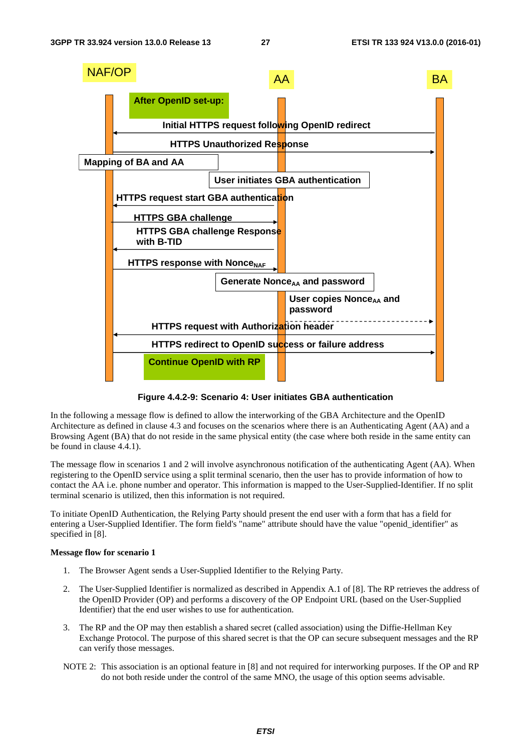Figure 4.4.2-9: Scenario 4: User initiates GBA authentication

In the following a message flow is defined to allow the interworking of the GBA Architecture and the OpenID Architecture as defined in clause 4.3 and focuses on the scenarios where there is an Authenticating Agent (AA) and a Browsing Agent (BA) that do not reside in the same physical entity (the case where both reside in the same entity can be found in clause 4.4.1).

The message flow in scenarios 1 and 2 will involve asynchronous notification of the authenticating Agent (AA). When registering to the OpenID service using a split terminal scenario, then the user has to provide information of how to contact the AA i.e. phone number and operator. This information is mapped to the User-Supplied-Identifier. If no split terminal scenario is utilized, then this information is not required.

To initiate OpenID Authentication, the Relying Party should present the end user with a form that has a field for entering a User-Supplied Identifier. The form field's "name" attribute should have the value "openid_identifier" as specified in [8].

**Message flow for scenario 1**

1. The Browser Agent sends a User-Supplied Identifier to the Relying Party.

2. The User-Supplied Identifier is normalized as described in Appendix A.1 of [8]. The RP retrieves the address of the OpenID Provider (OP) and performs a discovery of the OP Endpoint URL (based on the User-Supplied Identifier) that the end user wishes to use for authentication.

3. The RP and the OP may then establish a shared secret (called association) using the Diffie-Hellman Key Exchange Protocol. The purpose of this shared secret is that the OP can secure subsequent messages and the RP can verify those messages.

NOTE 2: This association is an optional feature in [8] and not required for interworking purposes. If the OP and RP do not both reside under the control of the same MNO, the usage of this option seems advisable.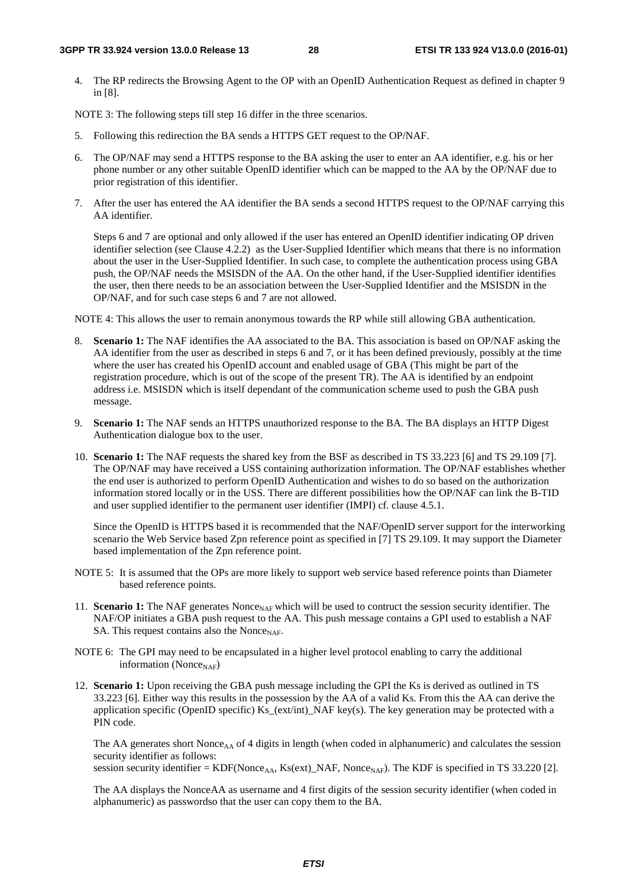4. The RP redirects the Browsing Agent to the OP with an OpenID Authentication Request as defined in chapter 9 in [8].

NOTE 3: The following steps till step 16 differ in the three scenarios.

5. Following this redirection the BA sends a HTTPS GET request to the OP/NAF.

6. The OP/NAF may send a HTTPS response to the BA asking the user to enter an AA identifier, e.g. his or her phone number or any other suitable OpenID identifier which can be mapped to the AA by the OP/NAF due to prior registration of this identifier.

7. After the user has entered the AA identifier the BA sends a second HTTPS request to the OP/NAF carrying this AA identifier.

   Steps 6 and 7 are optional and only allowed if the user has entered an OpenID identifier indicating OP driven identifier selection (see Clause 4.2.2) as the User-Supplied Identifier which means that there is no information about the user in the User-Supplied Identifier. In such case, to complete the authentication process using GBA push, the OP/NAF needs the MSISDN of the AA. On the other hand, if the User-Supplied identifier identifies the user, then there needs to be an association between the User-Supplied Identifier and the MSISDN in the OP/NAF, and for such case steps 6 and 7 are not allowed.

NOTE 4: This allows the user to remain anonymous towards the RP while still allowing GBA authentication.

8. **Scenario 1:** The NAF identifies the AA associated to the BA. This association is based on OP/NAF asking the AA identifier from the user as described in steps 6 and 7, or it has been defined previously, possibly at the time where the user has created his OpenID account and enabled usage of GBA (This might be part of the registration procedure, which is out of the scope of the present TR). The AA is identified by an endpoint address i.e. MSISDN which is itself dependant of the communication scheme used to push the GBA push message.

9. **Scenario 1:** The NAF sends an HTTPS unauthorized response to the BA. The BA displays an HTTP Digest Authentication dialogue box to the user.

10. **Scenario 1:** The NAF requests the shared key from the BSF as described in TS 33.223 [6] and TS 29.109 [7]. The OP/NAF may have received a USS containing authorization information. The OP/NAF establishes whether the end user is authorized to perform OpenID Authentication and wishes to do so based on the authorization information stored locally or in the USS. There are different possibilities how the OP/NAF can link the B-TID and user supplied identifier to the permanent user identifier (IMPI) cf. clause 4.5.1.

    Since the OpenID is HTTPS based it is recommended that the NAF/OpenID server support for the interworking scenario the Web Service based Zpn reference point as specified in [7] TS 29.109. It may support the Diameter based implementation of the Zpn reference point.

NOTE 5: It is assumed that the OPs are more likely to support web service based reference points than Diameter based reference points.

11. **Scenario 1:** The NAF generates $\text{Nonce}_{\text{NAF}}$ which will be used to contruct the session security identifier. The NAF/OP initiates a GBA push request to the AA. This push message contains a GPI used to establish a NAF SA. This request contains also the $\text{Nonce}_{\text{NAF}}$.

NOTE 6: The GPI may need to be encapsulated in a higher level protocol enabling to carry the additional information ($\text{Nonce}_{\text{NAF}}$)

12. **Scenario 1:** Upon receiving the GBA push message including the GPI the Ks is derived as outlined in TS 33.223 [6]. Either way this results in the possession by the AA of a valid Ks. From this the AA can derive the application specific (OpenID specific) Ks_(ext/int)_NAF key(s). The key generation may be protected with a PIN code.

    The AA generates short $\text{Nonce}_{\text{AA}}$ of 4 digits in length (when coded in alphanumeric) and calculates the session security identifier as follows:
    session security identifier = KDF($\text{Nonce}_{\text{AA}}$, Ks(ext)_NAF, $\text{Nonce}_{\text{NAF}}$). The KDF is specified in TS 33.220 [2].

    The AA displays the NonceAA as username and 4 first digits of the session security identifier (when coded in alphanumeric) as passwordso that the user can copy them to the BA.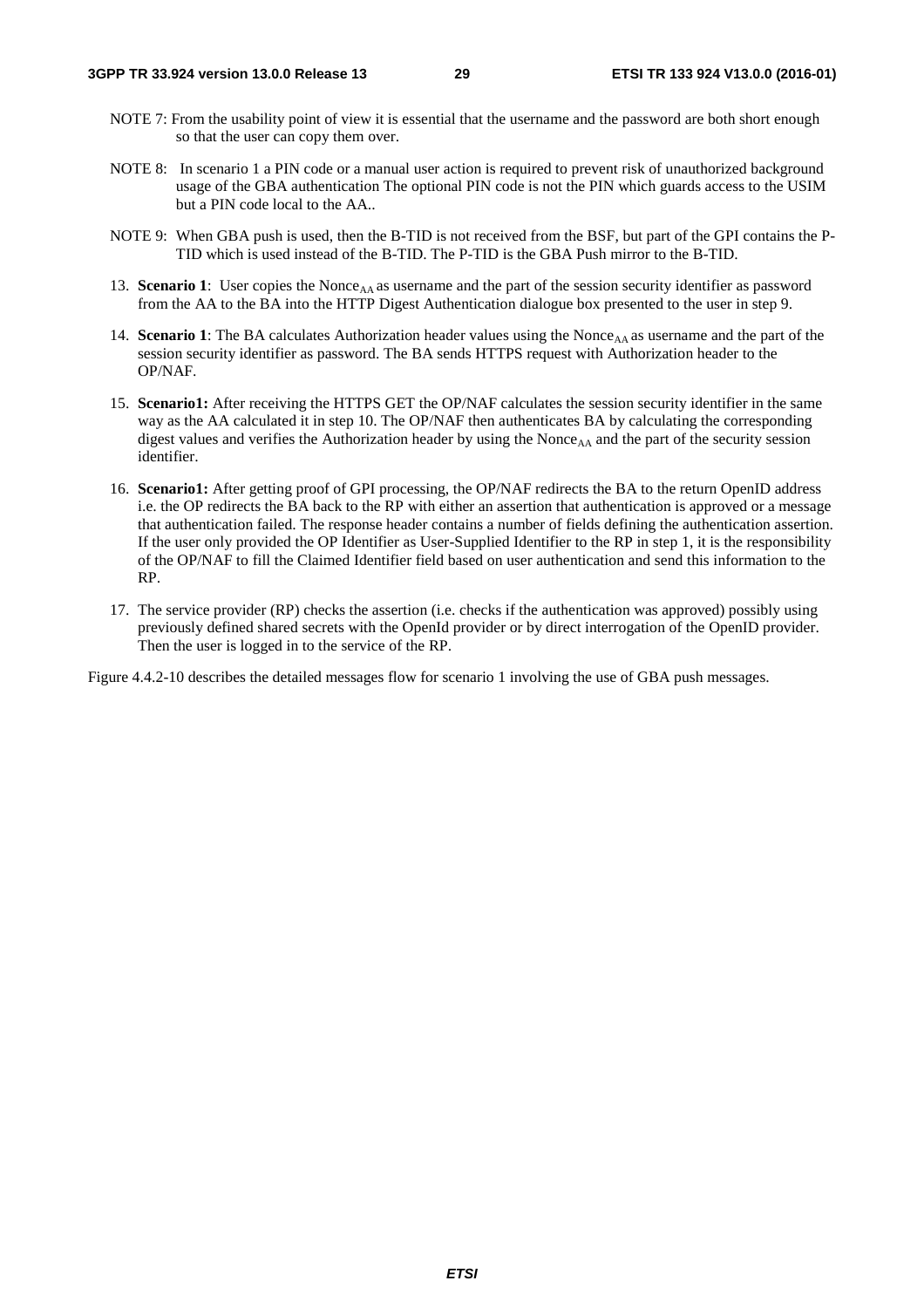NOTE 7: From the usability point of view it is essential that the username and the password are both short enough so that the user can copy them over.

NOTE 8: In scenario 1 a PIN code or a manual user action is required to prevent risk of unauthorized background usage of the GBA authentication The optional PIN code is not the PIN which guards access to the USIM but a PIN code local to the AA..

NOTE 9: When GBA push is used, then the B-TID is not received from the BSF, but part of the GPI contains the P-TID which is used instead of the B-TID. The P-TID is the GBA Push mirror to the B-TID.

13. **Scenario 1**: User copies the $Nonce_{AA}$ as username and the part of the session security identifier as password from the AA to the BA into the HTTP Digest Authentication dialogue box presented to the user in step 9.

14. **Scenario 1**: The BA calculates Authorization header values using the $Nonce_{AA}$ as username and the part of the session security identifier as password. The BA sends HTTPS request with Authorization header to the OP/NAF.

15. **Scenario1:** After receiving the HTTPS GET the OP/NAF calculates the session security identifier in the same way as the AA calculated it in step 10. The OP/NAF then authenticates BA by calculating the corresponding digest values and verifies the Authorization header by using the $Nonce_{AA}$ and the part of the security session identifier.

16. **Scenario1:** After getting proof of GPI processing, the OP/NAF redirects the BA to the return OpenID address i.e. the OP redirects the BA back to the RP with either an assertion that authentication is approved or a message that authentication failed. The response header contains a number of fields defining the authentication assertion. If the user only provided the OP Identifier as User-Supplied Identifier to the RP in step 1, it is the responsibility of the OP/NAF to fill the Claimed Identifier field based on user authentication and send this information to the RP.

17. The service provider (RP) checks the assertion (i.e. checks if the authentication was approved) possibly using previously defined shared secrets with the OpenId provider or by direct interrogation of the OpenID provider. Then the user is logged in to the service of the RP.

Figure 4.4.2-10 describes the detailed messages flow for scenario 1 involving the use of GBA push messages.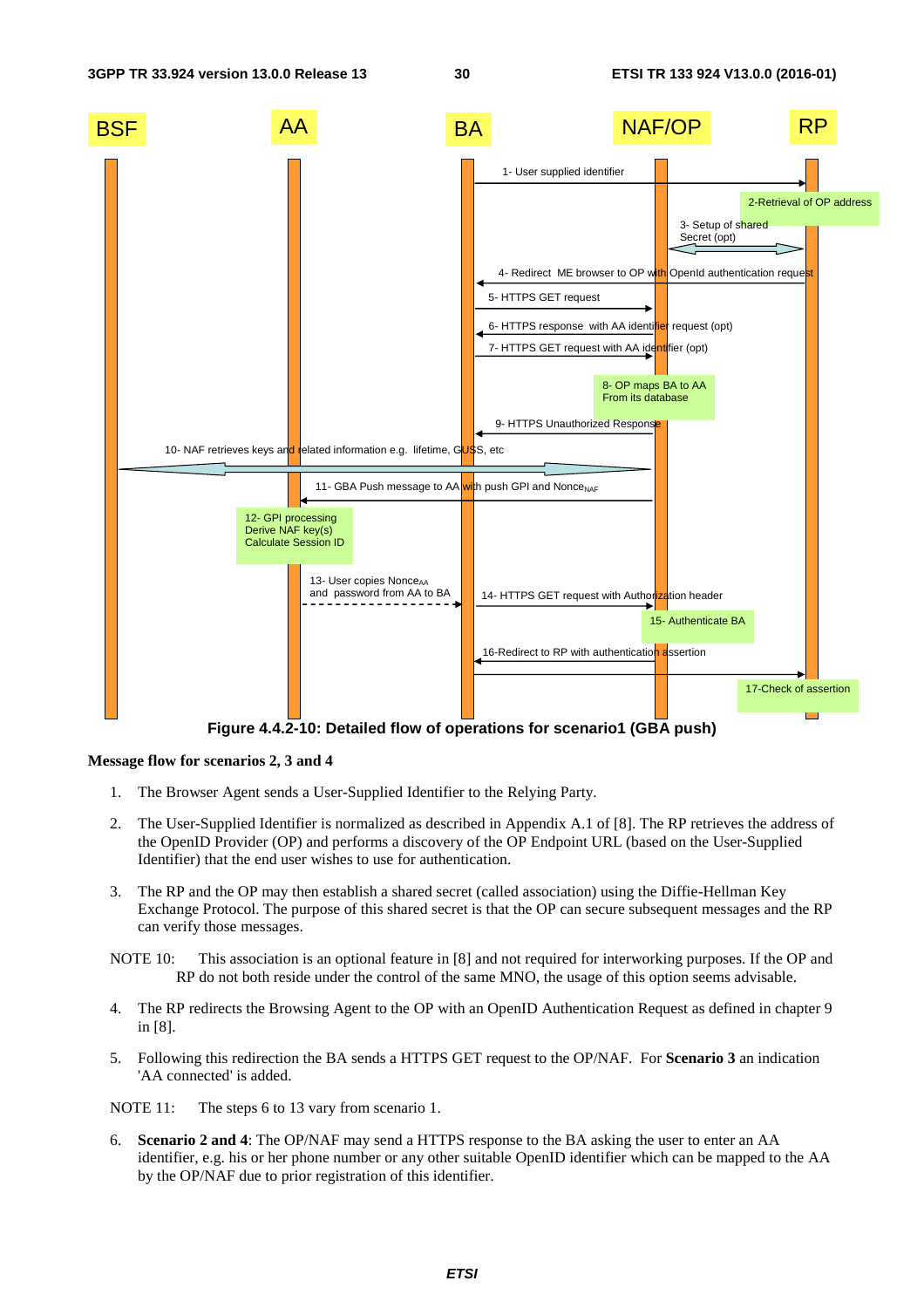**Figure 4.4.2-10: Detailed flow of operations for scenario1 (GBA push)**

**Message flow for scenarios 2, 3 and 4**

1. The Browser Agent sends a User-Supplied Identifier to the Relying Party.

2. The User-Supplied Identifier is normalized as described in Appendix A.1 of [8]. The RP retrieves the address of the OpenID Provider (OP) and performs a discovery of the OP Endpoint URL (based on the User-Supplied Identifier) that the end user wishes to use for authentication.

3. The RP and the OP may then establish a shared secret (called association) using the Diffie-Hellman Key Exchange Protocol. The purpose of this shared secret is that the OP can secure subsequent messages and the RP can verify those messages.

NOTE 10: This association is an optional feature in [8] and not required for interworking purposes. If the OP and RP do not both reside under the control of the same MNO, the usage of this option seems advisable.

4. The RP redirects the Browsing Agent to the OP with an OpenID Authentication Request as defined in chapter 9 in [8].

5. Following this redirection the BA sends a HTTPS GET request to the OP/NAF. For **Scenario 3** an indication 'AA connected' is added.

NOTE 11: The steps 6 to 13 vary from scenario 1.

6. **Scenario 2 and 4**: The OP/NAF may send a HTTPS response to the BA asking the user to enter an AA identifier, e.g. his or her phone number or any other suitable OpenID identifier which can be mapped to the AA by the OP/NAF due to prior registration of this identifier.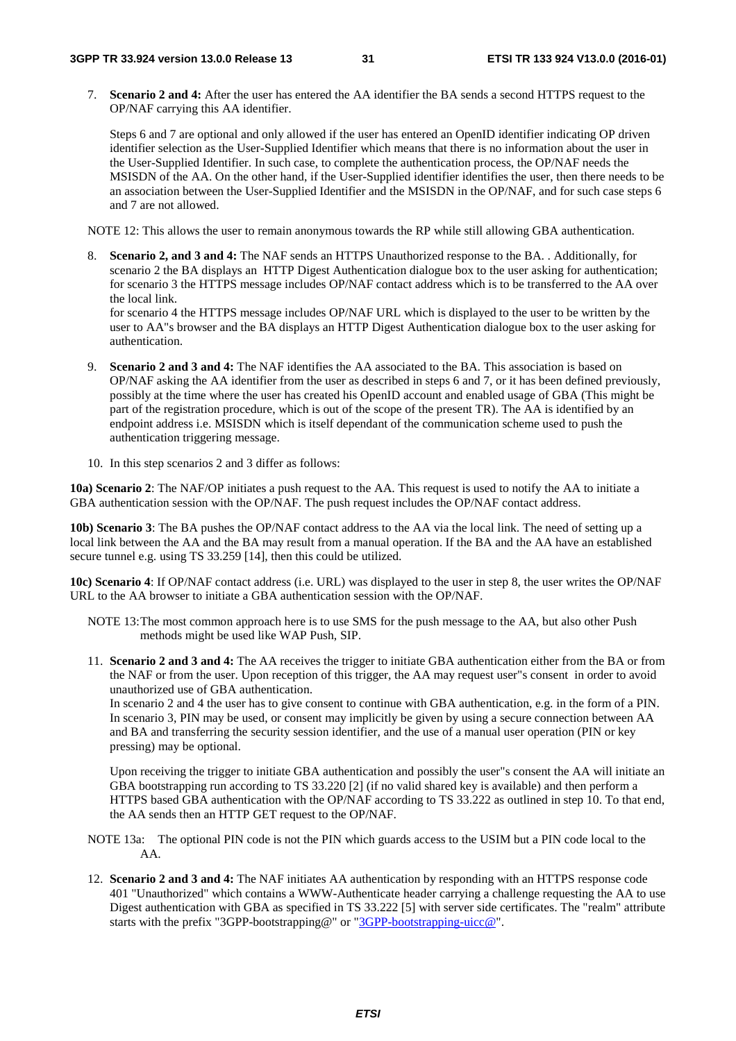7. **Scenario 2 and 4:** After the user has entered the AA identifier the BA sends a second HTTPS request to the OP/NAF carrying this AA identifier.

   Steps 6 and 7 are optional and only allowed if the user has entered an OpenID identifier indicating OP driven identifier selection as the User-Supplied Identifier which means that there is no information about the user in the User-Supplied Identifier. In such case, to complete the authentication process, the OP/NAF needs the MSISDN of the AA. On the other hand, if the User-Supplied identifier identifies the user, then there needs to be an association between the User-Supplied Identifier and the MSISDN in the OP/NAF, and for such case steps 6 and 7 are not allowed.

NOTE 12: This allows the user to remain anonymous towards the RP while still allowing GBA authentication.

8. **Scenario 2, and 3 and 4:** The NAF sends an HTTPS Unauthorized response to the BA. . Additionally, for scenario 2 the BA displays an HTTP Digest Authentication dialogue box to the user asking for authentication; for scenario 3 the HTTPS message includes OP/NAF contact address which is to be transferred to the AA over the local link.
   for scenario 4 the HTTPS message includes OP/NAF URL which is displayed to the user to be written by the user to AA"s browser and the BA displays an HTTP Digest Authentication dialogue box to the user asking for authentication.

9. **Scenario 2 and 3 and 4:** The NAF identifies the AA associated to the BA. This association is based on OP/NAF asking the AA identifier from the user as described in steps 6 and 7, or it has been defined previously, possibly at the time where the user has created his OpenID account and enabled usage of GBA (This might be part of the registration procedure, which is out of the scope of the present TR). The AA is identified by an endpoint address i.e. MSISDN which is itself dependant of the communication scheme used to push the authentication triggering message.

10. In this step scenarios 2 and 3 differ as follows:

**10a) Scenario 2**: The NAF/OP initiates a push request to the AA. This request is used to notify the AA to initiate a GBA authentication session with the OP/NAF. The push request includes the OP/NAF contact address.

**10b) Scenario 3**: The BA pushes the OP/NAF contact address to the AA via the local link. The need of setting up a local link between the AA and the BA may result from a manual operation. If the BA and the AA have an established secure tunnel e.g. using TS 33.259 [14], then this could be utilized.

**10c) Scenario 4**: If OP/NAF contact address (i.e. URL) was displayed to the user in step 8, the user writes the OP/NAF URL to the AA browser to initiate a GBA authentication session with the OP/NAF.

NOTE 13: The most common approach here is to use SMS for the push message to the AA, but also other Push methods might be used like WAP Push, SIP.

11. **Scenario 2 and 3 and 4:** The AA receives the trigger to initiate GBA authentication either from the BA or from the NAF or from the user. Upon reception of this trigger, the AA may request user"s consent in order to avoid unauthorized use of GBA authentication.
   In scenario 2 and 4 the user has to give consent to continue with GBA authentication, e.g. in the form of a PIN. In scenario 3, PIN may be used, or consent may implicitly be given by using a secure connection between AA and BA and transferring the security session identifier, and the use of a manual user operation (PIN or key pressing) may be optional.

   Upon receiving the trigger to initiate GBA authentication and possibly the user"s consent the AA will initiate an GBA bootstrapping run according to TS 33.220 [2] (if no valid shared key is available) and then perform a HTTPS based GBA authentication with the OP/NAF according to TS 33.222 as outlined in step 10. To that end, the AA sends then an HTTP GET request to the OP/NAF.

NOTE 13a: The optional PIN code is not the PIN which guards access to the USIM but a PIN code local to the AA.

12. **Scenario 2 and 3 and 4:** The NAF initiates AA authentication by responding with an HTTPS response code 401 "Unauthorized" which contains a WWW-Authenticate header carrying a challenge requesting the AA to use Digest authentication with GBA as specified in TS 33.222 [5] with server side certificates. The "realm" attribute starts with the prefix "3GPP-bootstrapping@" or "3GPP-bootstrapping-uicc@".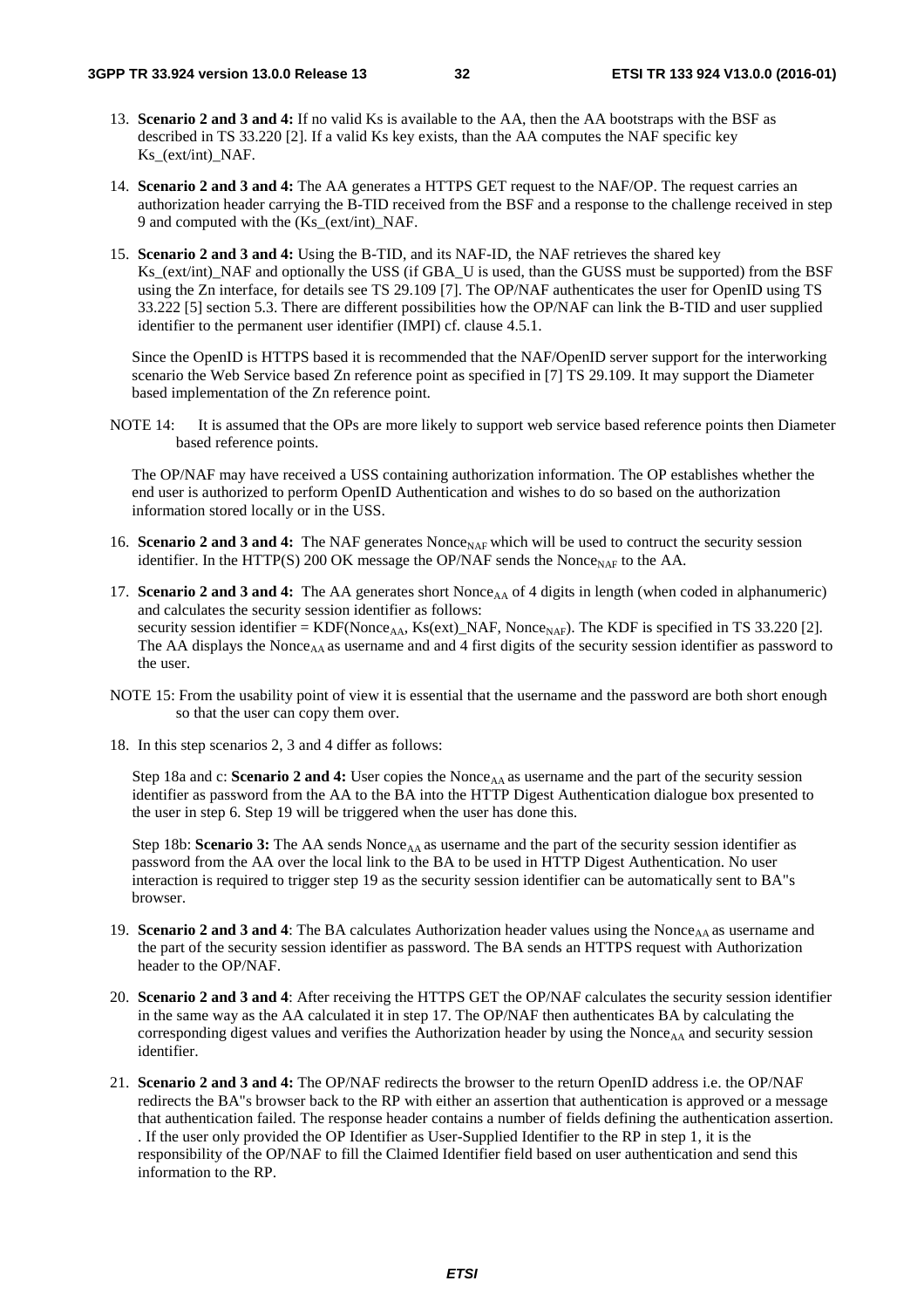13. **Scenario 2 and 3 and 4:** If no valid Ks is available to the AA, then the AA bootstraps with the BSF as described in TS 33.220 [2]. If a valid Ks key exists, than the AA computes the NAF specific key Ks_(ext/int)_NAF.

14. **Scenario 2 and 3 and 4:** The AA generates a HTTPS GET request to the NAF/OP. The request carries an authorization header carrying the B-TID received from the BSF and a response to the challenge received in step 9 and computed with the (Ks_(ext/int)_NAF.

15. **Scenario 2 and 3 and 4:** Using the B-TID, and its NAF-ID, the NAF retrieves the shared key Ks_(ext/int)_NAF and optionally the USS (if GBA_U is used, than the GUSS must be supported) from the BSF using the Zn interface, for details see TS 29.109 [7]. The OP/NAF authenticates the user for OpenID using TS 33.222 [5] section 5.3. There are different possibilities how the OP/NAF can link the B-TID and user supplied identifier to the permanent user identifier (IMPI) cf. clause 4.5.1.

    Since the OpenID is HTTPS based it is recommended that the NAF/OpenID server support for the interworking scenario the Web Service based Zn reference point as specified in [7] TS 29.109. It may support the Diameter based implementation of the Zn reference point.

NOTE 14: It is assumed that the OPs are more likely to support web service based reference points then Diameter based reference points.

    The OP/NAF may have received a USS containing authorization information. The OP establishes whether the end user is authorized to perform OpenID Authentication and wishes to do so based on the authorization information stored locally or in the USS.

16. **Scenario 2 and 3 and 4:** The NAF generates $\text{Nonce}_{\text{NAF}}$ which will be used to contruct the security session identifier. In the HTTP(S) 200 OK message the OP/NAF sends the $\text{Nonce}_{\text{NAF}}$ to the AA.

17. **Scenario 2 and 3 and 4:** The AA generates short $\text{Nonce}_{\text{AA}}$ of 4 digits in length (when coded in alphanumeric) and calculates the security session identifier as follows:
    security session identifier = KDF($\text{Nonce}_{\text{AA}}$, Ks(ext)_NAF, $\text{Nonce}_{\text{NAF}}$). The KDF is specified in TS 33.220 [2]. The AA displays the $\text{Nonce}_{\text{AA}}$ as username and and 4 first digits of the security session identifier as password to the user.

NOTE 15: From the usability point of view it is essential that the username and the password are both short enough so that the user can copy them over.

18. In this step scenarios 2, 3 and 4 differ as follows:

    Step 18a and c: **Scenario 2 and 4:** User copies the $\text{Nonce}_{\text{AA}}$ as username and the part of the security session identifier as password from the AA to the BA into the HTTP Digest Authentication dialogue box presented to the user in step 6. Step 19 will be triggered when the user has done this.

    Step 18b: **Scenario 3:** The AA sends $\text{Nonce}_{\text{AA}}$ as username and the part of the security session identifier as password from the AA over the local link to the BA to be used in HTTP Digest Authentication. No user interaction is required to trigger step 19 as the security session identifier can be automatically sent to BA"s browser.

19. **Scenario 2 and 3 and 4**: The BA calculates Authorization header values using the $\text{Nonce}_{\text{AA}}$ as username and the part of the security session identifier as password. The BA sends an HTTPS request with Authorization header to the OP/NAF.

20. **Scenario 2 and 3 and 4**: After receiving the HTTPS GET the OP/NAF calculates the security session identifier in the same way as the AA calculated it in step 17. The OP/NAF then authenticates BA by calculating the corresponding digest values and verifies the Authorization header by using the $\text{Nonce}_{\text{AA}}$ and security session identifier.

21. **Scenario 2 and 3 and 4:** The OP/NAF redirects the browser to the return OpenID address i.e. the OP/NAF redirects the BA"s browser back to the RP with either an assertion that authentication is approved or a message that authentication failed. The response header contains a number of fields defining the authentication assertion. . If the user only provided the OP Identifier as User-Supplied Identifier to the RP in step 1, it is the responsibility of the OP/NAF to fill the Claimed Identifier field based on user authentication and send this information to the RP.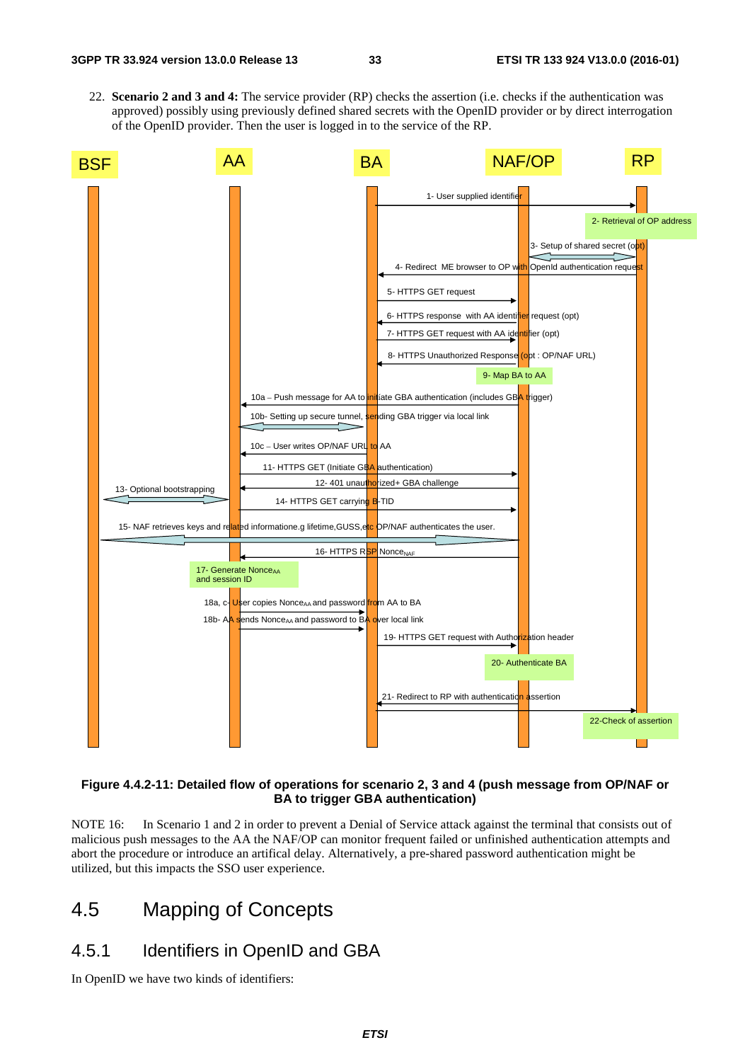22. **Scenario 2 and 3 and 4:** The service provider (RP) checks the assertion (i.e. checks if the authentication was approved) possibly using previously defined shared secrets with the OpenID provider or by direct interrogation of the OpenID provider. Then the user is logged in to the service of the RP.

**Figure 4.4.2-11: Detailed flow of operations for scenario 2, 3 and 4 (push message from OP/NAF or BA to trigger GBA authentication)**

NOTE 16: In Scenario 1 and 2 in order to prevent a Denial of Service attack against the terminal that consists out of malicious push messages to the AA the NAF/OP can monitor frequent failed or unfinished authentication attempts and abort the procedure or introduce an artifical delay. Alternatively, a pre-shared password authentication might be utilized, but this impacts the SSO user experience.

## 4.5 Mapping of Concepts

### 4.5.1 Identifiers in OpenID and GBA

In OpenID we have two kinds of identifiers: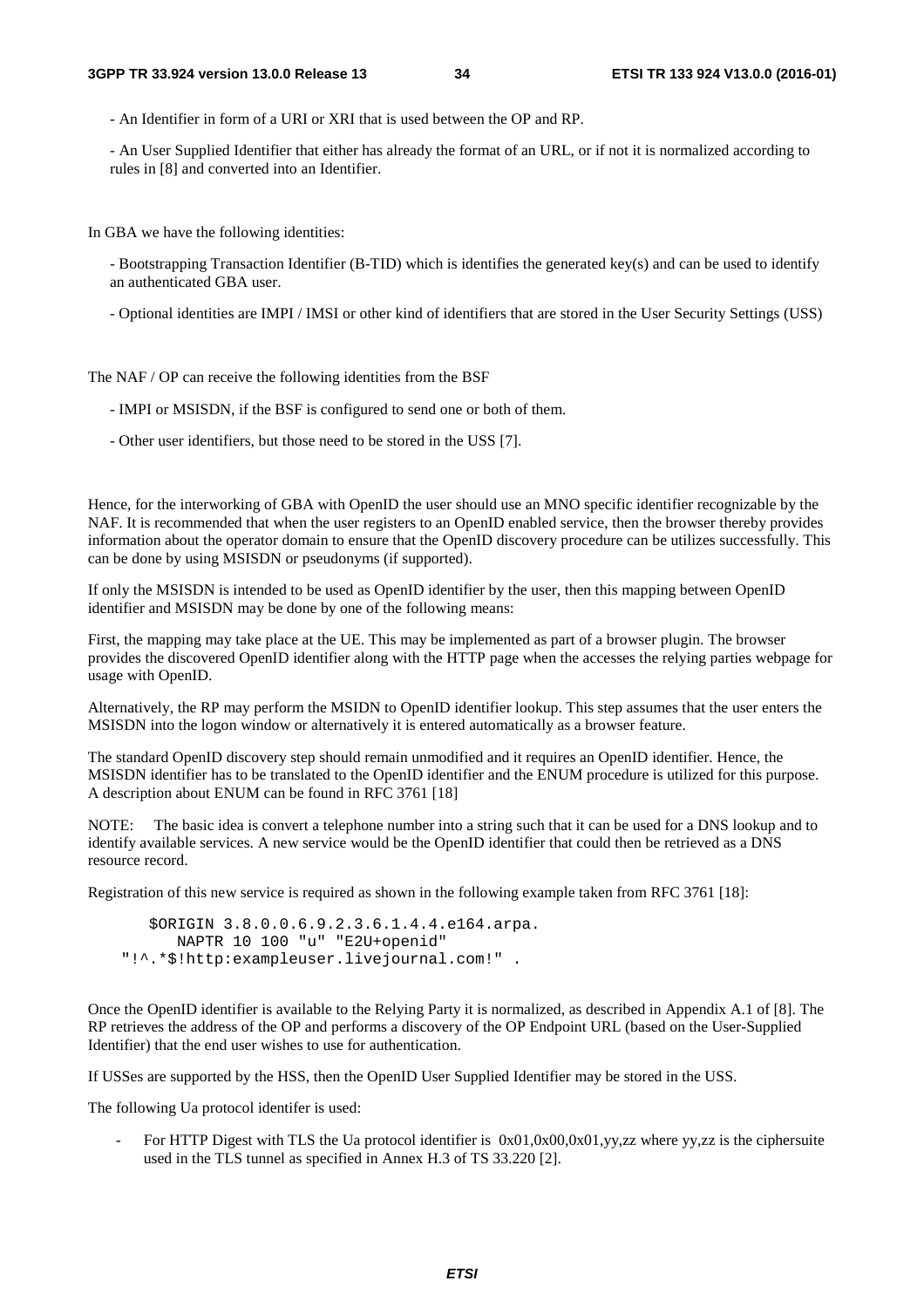- An Identifier in form of a URI or XRI that is used between the OP and RP.

- An User Supplied Identifier that either has already the format of an URL, or if not it is normalized according to rules in [8] and converted into an Identifier.

In GBA we have the following identities:

- Bootstrapping Transaction Identifier (B-TID) which is identifies the generated key(s) and can be used to identify an authenticated GBA user.

- Optional identities are IMPI / IMSI or other kind of identifiers that are stored in the User Security Settings (USS)

The NAF / OP can receive the following identities from the BSF

- IMPI or MSISDN, if the BSF is configured to send one or both of them.

- Other user identifiers, but those need to be stored in the USS [7].

Hence, for the interworking of GBA with OpenID the user should use an MNO specific identifier recognizable by the NAF. It is recommended that when the user registers to an OpenID enabled service, then the browser thereby provides information about the operator domain to ensure that the OpenID discovery procedure can be utilizes successfully. This can be done by using MSISDN or pseudonyms (if supported).

If only the MSISDN is intended to be used as OpenID identifier by the user, then this mapping between OpenID identifier and MSISDN may be done by one of the following means:

First, the mapping may take place at the UE. This may be implemented as part of a browser plugin. The browser provides the discovered OpenID identifier along with the HTTP page when the accesses the relying parties webpage for usage with OpenID.

Alternatively, the RP may perform the MSIDN to OpenID identifier lookup. This step assumes that the user enters the MSISDN into the logon window or alternatively it is entered automatically as a browser feature.

The standard OpenID discovery step should remain unmodified and it requires an OpenID identifier. Hence, the MSISDN identifier has to be translated to the OpenID identifier and the ENUM procedure is utilized for this purpose. A description about ENUM can be found in RFC 3761 [18]

NOTE: The basic idea is convert a telephone number into a string such that it can be used for a DNS lookup and to identify available services. A new service would be the OpenID identifier that could then be retrieved as a DNS resource record.

Registration of this new service is required as shown in the following example taken from RFC 3761 [18]:

```
      $ORIGIN 3.8.0.0.6.9.2.3.6.1.4.4.e164.arpa.
         NAPTR 10 100 "u" "E2U+openid"
   "!^.*$!http:exampleuser.livejournal.com!" .
```

Once the OpenID identifier is available to the Relying Party it is normalized, as described in Appendix A.1 of [8]. The RP retrieves the address of the OP and performs a discovery of the OP Endpoint URL (based on the User-Supplied Identifier) that the end user wishes to use for authentication.

If USSes are supported by the HSS, then the OpenID User Supplied Identifier may be stored in the USS.

The following Ua protocol identifer is used:

- For HTTP Digest with TLS the Ua protocol identifier is 0x01,0x00,0x01,yy,zz where yy,zz is the ciphersuite used in the TLS tunnel as specified in Annex H.3 of TS 33.220 [2].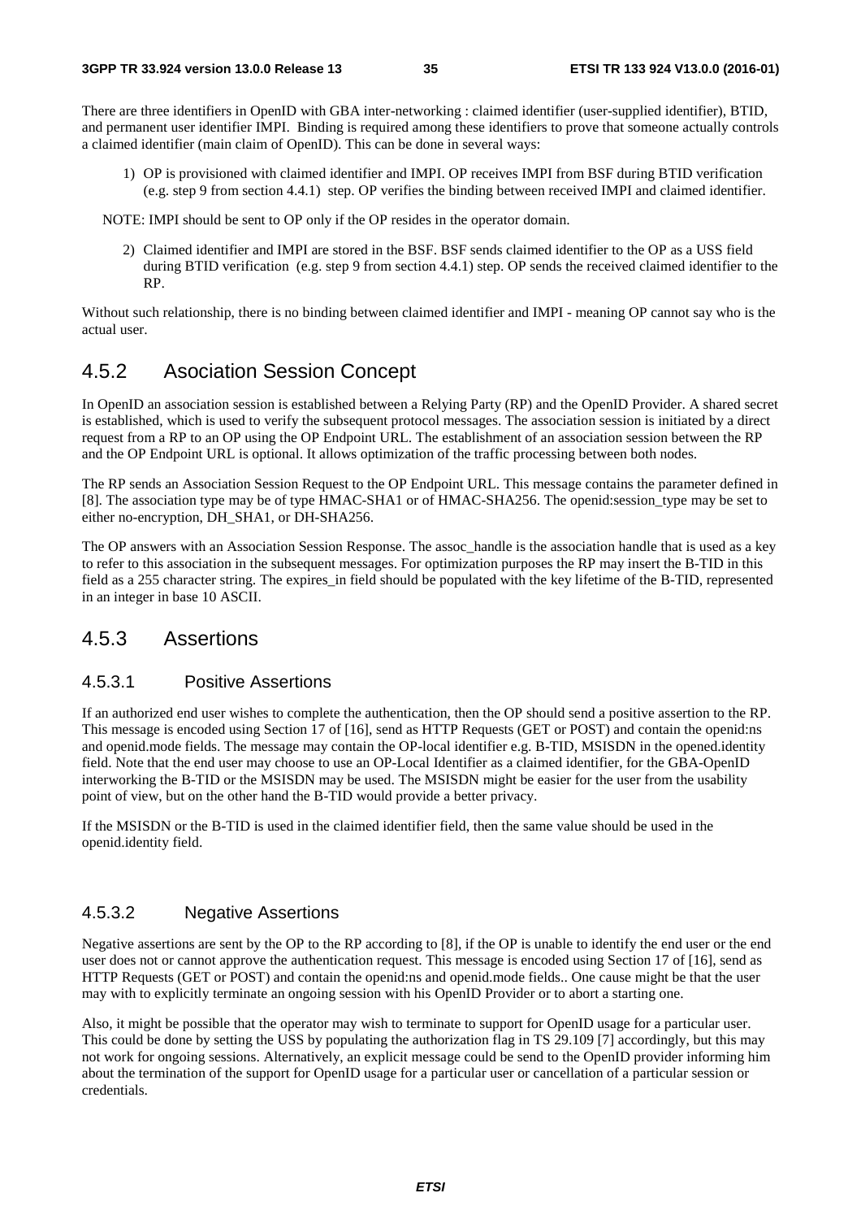There are three identifiers in OpenID with GBA inter-networking : claimed identifier (user-supplied identifier), BTID, and permanent user identifier IMPI. Binding is required among these identifiers to prove that someone actually controls a claimed identifier (main claim of OpenID). This can be done in several ways:

1) OP is provisioned with claimed identifier and IMPI. OP receives IMPI from BSF during BTID verification (e.g. step 9 from section 4.4.1) step. OP verifies the binding between received IMPI and claimed identifier.

NOTE: IMPI should be sent to OP only if the OP resides in the operator domain.

2) Claimed identifier and IMPI are stored in the BSF. BSF sends claimed identifier to the OP as a USS field during BTID verification (e.g. step 9 from section 4.4.1) step. OP sends the received claimed identifier to the RP.

Without such relationship, there is no binding between claimed identifier and IMPI - meaning OP cannot say who is the actual user.

## 4.5.2 Asociation Session Concept

In OpenID an association session is established between a Relying Party (RP) and the OpenID Provider. A shared secret is established, which is used to verify the subsequent protocol messages. The association session is initiated by a direct request from a RP to an OP using the OP Endpoint URL. The establishment of an association session between the RP and the OP Endpoint URL is optional. It allows optimization of the traffic processing between both nodes.

The RP sends an Association Session Request to the OP Endpoint URL. This message contains the parameter defined in [8]. The association type may be of type HMAC-SHA1 or of HMAC-SHA256. The openid:session_type may be set to either no-encryption, DH_SHA1, or DH-SHA256.

The OP answers with an Association Session Response. The assoc_handle is the association handle that is used as a key to refer to this association in the subsequent messages. For optimization purposes the RP may insert the B-TID in this field as a 255 character string. The expires_in field should be populated with the key lifetime of the B-TID, represented in an integer in base 10 ASCII.

## 4.5.3 Assertions

### 4.5.3.1 Positive Assertions

If an authorized end user wishes to complete the authentication, then the OP should send a positive assertion to the RP. This message is encoded using Section 17 of [16], send as HTTP Requests (GET or POST) and contain the openid:ns and openid.mode fields. The message may contain the OP-local identifier e.g. B-TID, MSISDN in the opened.identity field. Note that the end user may choose to use an OP-Local Identifier as a claimed identifier, for the GBA-OpenID interworking the B-TID or the MSISDN may be used. The MSISDN might be easier for the user from the usability point of view, but on the other hand the B-TID would provide a better privacy.

If the MSISDN or the B-TID is used in the claimed identifier field, then the same value should be used in the openid.identity field.

### 4.5.3.2 Negative Assertions

Negative assertions are sent by the OP to the RP according to [8], if the OP is unable to identify the end user or the end user does not or cannot approve the authentication request. This message is encoded using Section 17 of [16], send as HTTP Requests (GET or POST) and contain the openid:ns and openid.mode fields.. One cause might be that the user may with to explicitly terminate an ongoing session with his OpenID Provider or to abort a starting one.

Also, it might be possible that the operator may wish to terminate to support for OpenID usage for a particular user. This could be done by setting the USS by populating the authorization flag in TS 29.109 [7] accordingly, but this may not work for ongoing sessions. Alternatively, an explicit message could be send to the OpenID provider informing him about the termination of the support for OpenID usage for a particular user or cancellation of a particular session or credentials.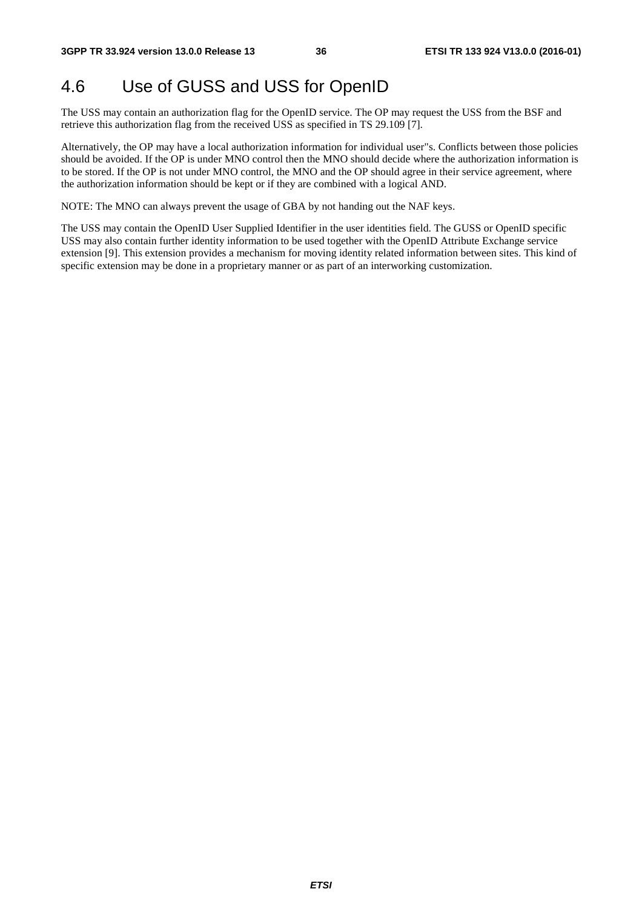## 4.6 Use of GUSS and USS for OpenID

The USS may contain an authorization flag for the OpenID service. The OP may request the USS from the BSF and retrieve this authorization flag from the received USS as specified in TS 29.109 [7].

Alternatively, the OP may have a local authorization information for individual user"s. Conflicts between those policies should be avoided. If the OP is under MNO control then the MNO should decide where the authorization information is to be stored. If the OP is not under MNO control, the MNO and the OP should agree in their service agreement, where the authorization information should be kept or if they are combined with a logical AND.

NOTE: The MNO can always prevent the usage of GBA by not handing out the NAF keys.

The USS may contain the OpenID User Supplied Identifier in the user identities field. The GUSS or OpenID specific USS may also contain further identity information to be used together with the OpenID Attribute Exchange service extension [9]. This extension provides a mechanism for moving identity related information between sites. This kind of specific extension may be done in a proprietary manner or as part of an interworking customization.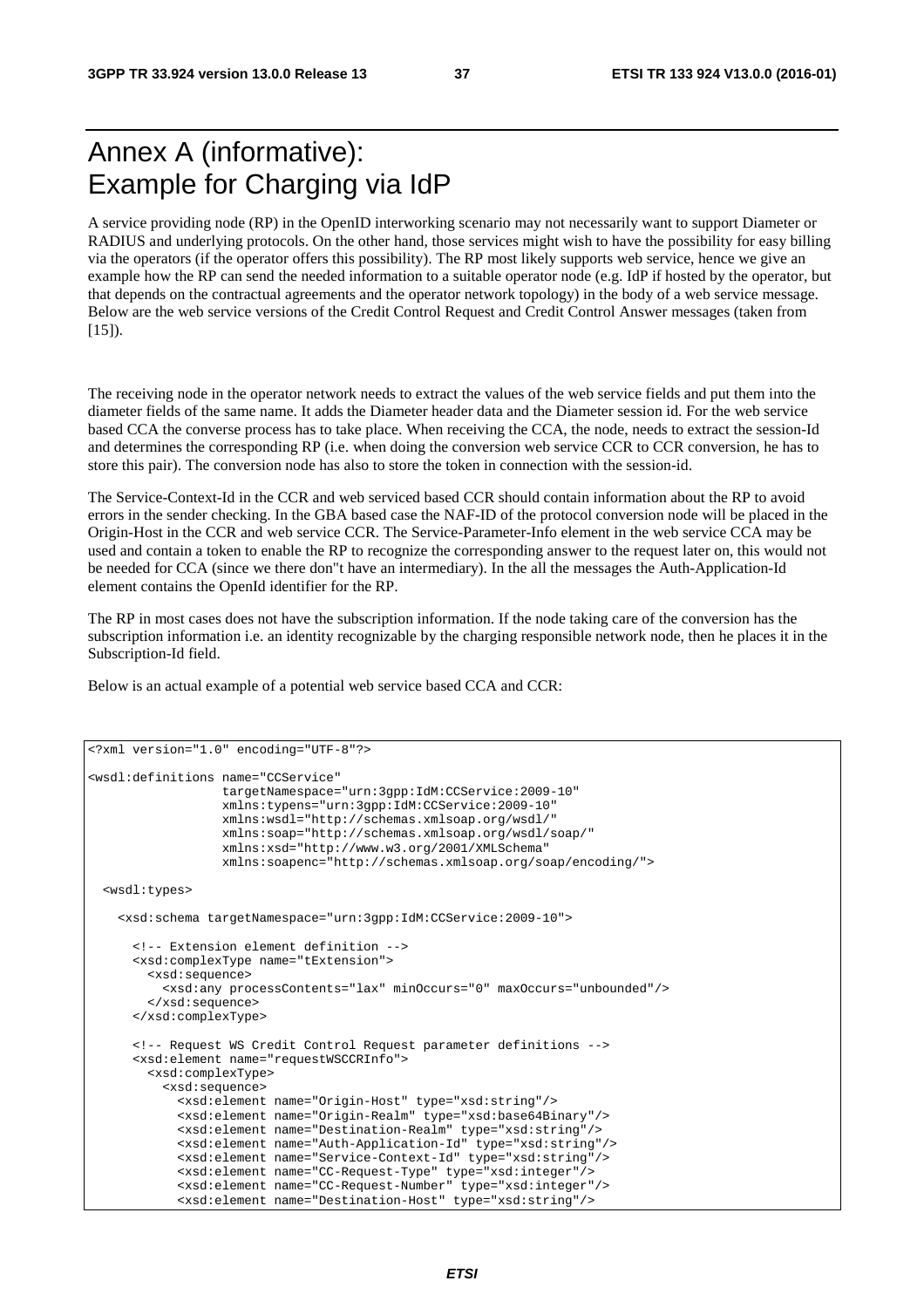# Annex A (informative): Example for Charging via IdP

A service providing node (RP) in the OpenID interworking scenario may not necessarily want to support Diameter or RADIUS and underlying protocols. On the other hand, those services might wish to have the possibility for easy billing via the operators (if the operator offers this possibility). The RP most likely supports web service, hence we give an example how the RP can send the needed information to a suitable operator node (e.g. IdP if hosted by the operator, but that depends on the contractual agreements and the operator network topology) in the body of a web service message. Below are the web service versions of the Credit Control Request and Credit Control Answer messages (taken from [15]).

The receiving node in the operator network needs to extract the values of the web service fields and put them into the diameter fields of the same name. It adds the Diameter header data and the Diameter session id. For the web service based CCA the converse process has to take place. When receiving the CCA, the node, needs to extract the session-Id and determines the corresponding RP (i.e. when doing the conversion web service CCR to CCR conversion, he has to store this pair). The conversion node has also to store the token in connection with the session-id.

The Service-Context-Id in the CCR and web serviced based CCR should contain information about the RP to avoid errors in the sender checking. In the GBA based case the NAF-ID of the protocol conversion node will be placed in the Origin-Host in the CCR and web service CCR. The Service-Parameter-Info element in the web service CCA may be used and contain a token to enable the RP to recognize the corresponding answer to the request later on, this would not be needed for CCA (since we there don"t have an intermediary). In the all the messages the Auth-Application-Id element contains the OpenId identifier for the RP.

The RP in most cases does not have the subscription information. If the node taking care of the conversion has the subscription information i.e. an identity recognizable by the charging responsible network node, then he places it in the Subscription-Id field.

Below is an actual example of a potential web service based CCA and CCR:

```
<?xml version="1.0" encoding="UTF-8"?>

<wsdl:definitions name="CCService"
                  targetNamespace="urn:3gpp:IdM:CCService:2009-10"
                  xmlns:typens="urn:3gpp:IdM:CCService:2009-10"
                  xmlns:wsdl="http://schemas.xmlsoap.org/wsdl/"
                  xmlns:soap="http://schemas.xmlsoap.org/wsdl/soap/"
                  xmlns:xsd="http://www.w3.org/2001/XMLSchema"
                  xmlns:soapenc="http://schemas.xmlsoap.org/soap/encoding/">

  <wsdl:types>

    <xsd:schema targetNamespace="urn:3gpp:IdM:CCService:2009-10">

      <!-- Extension element definition -->
      <xsd:complexType name="tExtension">
        <xsd:sequence>
          <xsd:any processContents="lax" minOccurs="0" maxOccurs="unbounded"/>
        </xsd:sequence>
      </xsd:complexType>

      <!-- Request WS Credit Control Request parameter definitions -->
      <xsd:element name="requestWSCCRInfo">
        <xsd:complexType>
          <xsd:sequence>
            <xsd:element name="Origin-Host" type="xsd:string"/>
            <xsd:element name="Origin-Realm" type="xsd:base64Binary"/>
            <xsd:element name="Destination-Realm" type="xsd:string"/>
            <xsd:element name="Auth-Application-Id" type="xsd:string"/>
            <xsd:element name="Service-Context-Id" type="xsd:string"/>
            <xsd:element name="CC-Request-Type" type="xsd:integer"/>
            <xsd:element name="CC-Request-Number" type="xsd:integer"/>
            <xsd:element name="Destination-Host" type="xsd:string"/>
```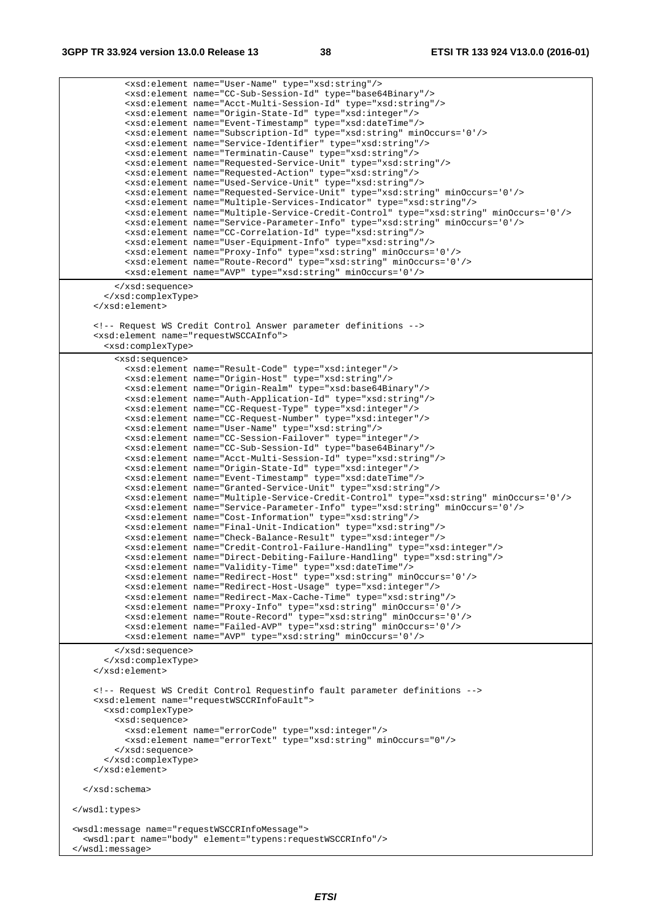```
          <xsd:element name="User-Name" type="xsd:string"/>
          <xsd:element name="CC-Sub-Session-Id" type="base64Binary"/>
          <xsd:element name="Acct-Multi-Session-Id" type="xsd:string"/>
          <xsd:element name="Origin-State-Id" type="xsd:integer"/>
          <xsd:element name="Event-Timestamp" type="xsd:dateTime"/>
          <xsd:element name="Subscription-Id" type="xsd:string" minOccurs='0'/>
          <xsd:element name="Service-Identifier" type="xsd:string"/>
          <xsd:element name="Terminatin-Cause" type="xsd:string"/>
          <xsd:element name="Requested-Service-Unit" type="xsd:string"/>
          <xsd:element name="Requested-Action" type="xsd:string"/>
          <xsd:element name="Used-Service-Unit" type="xsd:string"/>
          <xsd:element name="Requested-Service-Unit" type="xsd:string" minOccurs='0'/>
          <xsd:element name="Multiple-Services-Indicator" type="xsd:string"/>
          <xsd:element name="Multiple-Service-Credit-Control" type="xsd:string" minOccurs='0'/>
          <xsd:element name="Service-Parameter-Info" type="xsd:string" minOccurs='0'/>
          <xsd:element name="CC-Correlation-Id" type="xsd:string"/>
          <xsd:element name="User-Equipment-Info" type="xsd:string"/>
          <xsd:element name="Proxy-Info" type="xsd:string" minOccurs='0'/>
          <xsd:element name="Route-Record" type="xsd:string" minOccurs='0'/>
          <xsd:element name="AVP" type="xsd:string" minOccurs='0'/>
        </xsd:sequence>
      </xsd:complexType>
    </xsd:element>

    <!-- Request WS Credit Control Answer parameter definitions -->
    <xsd:element name="requestWSCCAInfo">
      <xsd:complexType>
        <xsd:sequence>
          <xsd:element name="Result-Code" type="xsd:integer"/>
          <xsd:element name="Origin-Host" type="xsd:string"/>
          <xsd:element name="Origin-Realm" type="xsd:base64Binary"/>
          <xsd:element name="Auth-Application-Id" type="xsd:string"/>
          <xsd:element name="CC-Request-Type" type="xsd:integer"/>
          <xsd:element name="CC-Request-Number" type="xsd:integer"/>
          <xsd:element name="User-Name" type="xsd:string"/>
          <xsd:element name="CC-Session-Failover" type="integer"/>
          <xsd:element name="CC-Sub-Session-Id" type="base64Binary"/>
          <xsd:element name="Acct-Multi-Session-Id" type="xsd:string"/>
          <xsd:element name="Origin-State-Id" type="xsd:integer"/>
          <xsd:element name="Event-Timestamp" type="xsd:dateTime"/>
          <xsd:element name="Granted-Service-Unit" type="xsd:string"/>
          <xsd:element name="Multiple-Service-Credit-Control" type="xsd:string" minOccurs='0'/>
          <xsd:element name="Service-Parameter-Info" type="xsd:string" minOccurs='0'/>
          <xsd:element name="Cost-Information" type="xsd:string"/>
          <xsd:element name="Final-Unit-Indication" type="xsd:string"/>
          <xsd:element name="Check-Balance-Result" type="xsd:integer"/>
          <xsd:element name="Credit-Control-Failure-Handling" type="xsd:integer"/>
          <xsd:element name="Direct-Debiting-Failure-Handling" type="xsd:string"/>
          <xsd:element name="Validity-Time" type="xsd:dateTime"/>
          <xsd:element name="Redirect-Host" type="xsd:string" minOccurs='0'/>
          <xsd:element name="Redirect-Host-Usage" type="xsd:integer"/>
          <xsd:element name="Redirect-Max-Cache-Time" type="xsd:string"/>
          <xsd:element name="Proxy-Info" type="xsd:string" minOccurs='0'/>
          <xsd:element name="Route-Record" type="xsd:string" minOccurs='0'/>
          <xsd:element name="Failed-AVP" type="xsd:string" minOccurs='0'/>
          <xsd:element name="AVP" type="xsd:string" minOccurs='0'/>
        </xsd:sequence>
      </xsd:complexType>
    </xsd:element>

    <!-- Request WS Credit Control Requestinfo fault parameter definitions -->
    <xsd:element name="requestWSCCRInfoFault">
      <xsd:complexType>
        <xsd:sequence>
          <xsd:element name="errorCode" type="xsd:integer"/>
          <xsd:element name="errorText" type="xsd:string" minOccurs="0"/>
        </xsd:sequence>
      </xsd:complexType>
    </xsd:element>

  </xsd:schema>

</wsdl:types>

<wsdl:message name="requestWSCCRInfoMessage">
  <wsdl:part name="body" element="typens:requestWSCCRInfo"/>
</wsdl:message>
```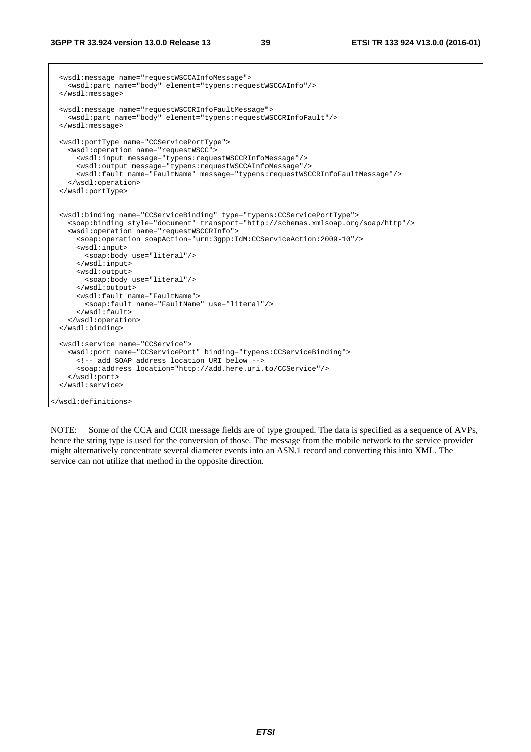```
  <wsdl:message name="requestWSCCAInfoMessage">
    <wsdl:part name="body" element="typens:requestWSCCAInfo"/>
  </wsdl:message>

  <wsdl:message name="requestWSCCRInfoFaultMessage">
    <wsdl:part name="body" element="typens:requestWSCCRInfoFault"/>
  </wsdl:message>

  <wsdl:portType name="CCServicePortType">
    <wsdl:operation name="requestWSCC">
      <wsdl:input message="typens:requestWSCCRInfoMessage"/>
      <wsdl:output message="typens:requestWSCCAInfoMessage"/>
      <wsdl:fault name="FaultName" message="typens:requestWSCCRInfoFaultMessage"/>
    </wsdl:operation>
  </wsdl:portType>


  <wsdl:binding name="CCServiceBinding" type="typens:CCServicePortType">
    <soap:binding style="document" transport="http://schemas.xmlsoap.org/soap/http"/>
    <wsdl:operation name="requestWSCCRInfo">
      <soap:operation soapAction="urn:3gpp:IdM:CCServiceAction:2009-10"/>
      <wsdl:input>
        <soap:body use="literal"/>
      </wsdl:input>
      <wsdl:output>
        <soap:body use="literal"/>
      </wsdl:output>
      <wsdl:fault name="FaultName">
        <soap:fault name="FaultName" use="literal"/>
      </wsdl:fault>
    </wsdl:operation>
  </wsdl:binding>

  <wsdl:service name="CCService">
    <wsdl:port name="CCServicePort" binding="typens:CCServiceBinding">
      <!-- add SOAP address location URI below -->
      <soap:address location="http://add.here.uri.to/CCService"/>
    </wsdl:port>
  </wsdl:service>

</wsdl:definitions>
```

NOTE: Some of the CCA and CCR message fields are of type grouped. The data is specified as a sequence of AVPs, hence the string type is used for the conversion of those. The message from the mobile network to the service provider might alternatively concentrate several diameter events into an ASN.1 record and converting this into XML. The service can not utilize that method in the opposite direction.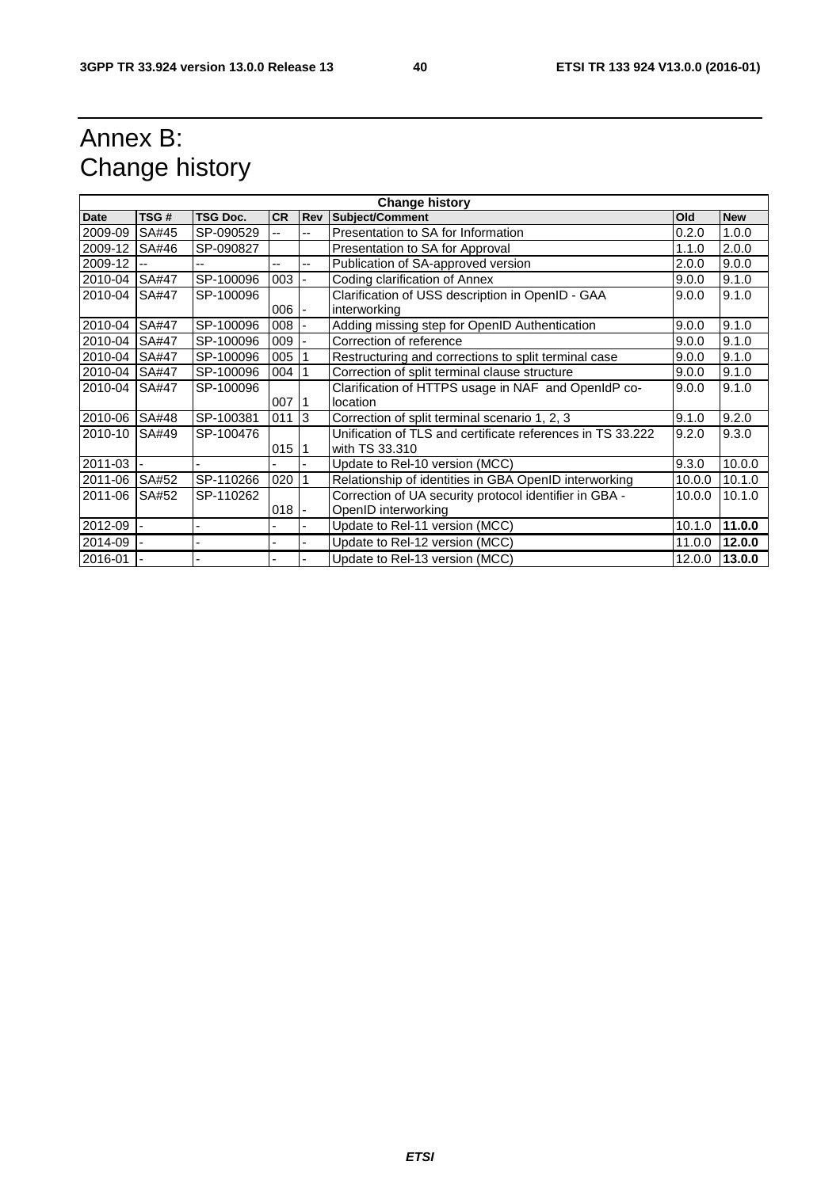# Annex B: Change history

| Change history | | | | | | | |
|---|---|---|---|---|---|---|---|
| **Date** | **TSG #** | **TSG Doc.** | **CR** | **Rev** | **Subject/Comment** | **Old** | **New** |
| 2009-09 | SA#45 | SP-090529 | -- | -- | Presentation to SA for Information | 0.2.0 | 1.0.0 |
| 2009-12 | SA#46 | SP-090827 | | | Presentation to SA for Approval | 1.1.0 | 2.0.0 |
| 2009-12 | -- | -- | -- | -- | Publication of SA-approved version | 2.0.0 | 9.0.0 |
| 2010-04 | SA#47 | SP-100096 | 003 | - | Coding clarification of Annex | 9.0.0 | 9.1.0 |
| 2010-04 | SA#47 | SP-100096 | 006 | - | Clarification of USS description in OpenID - GAA interworking | 9.0.0 | 9.1.0 |
| 2010-04 | SA#47 | SP-100096 | 008 | - | Adding missing step for OpenID Authentication | 9.0.0 | 9.1.0 |
| 2010-04 | SA#47 | SP-100096 | 009 | - | Correction of reference | 9.0.0 | 9.1.0 |
| 2010-04 | SA#47 | SP-100096 | 005 | 1 | Restructuring and corrections to split terminal case | 9.0.0 | 9.1.0 |
| 2010-04 | SA#47 | SP-100096 | 004 | 1 | Correction of split terminal clause structure | 9.0.0 | 9.1.0 |
| 2010-04 | SA#47 | SP-100096 | 007 | 1 | Clarification of HTTPS usage in NAF and OpenIdP co-location | 9.0.0 | 9.1.0 |
| 2010-06 | SA#48 | SP-100381 | 011 | 3 | Correction of split terminal scenario 1, 2, 3 | 9.1.0 | 9.2.0 |
| 2010-10 | SA#49 | SP-100476 | 015 | 1 | Unification of TLS and certificate references in TS 33.222 with TS 33.310 | 9.2.0 | 9.3.0 |
| 2011-03 | - | - | - | - | Update to Rel-10 version (MCC) | 9.3.0 | 10.0.0 |
| 2011-06 | SA#52 | SP-110266 | 020 | 1 | Relationship of identities in GBA OpenID interworking | 10.0.0 | 10.1.0 |
| 2011-06 | SA#52 | SP-110262 | 018 | - | Correction of UA security protocol identifier in GBA - OpenID interworking | 10.0.0 | 10.1.0 |
| 2012-09 | - | - | - | - | Update to Rel-11 version (MCC) | 10.1.0 | **11.0.0** |
| 2014-09 | - | - | - | - | Update to Rel-12 version (MCC) | 11.0.0 | **12.0.0** |
| 2016-01 | - | - | - | - | Update to Rel-13 version (MCC) | 12.0.0 | **13.0.0** |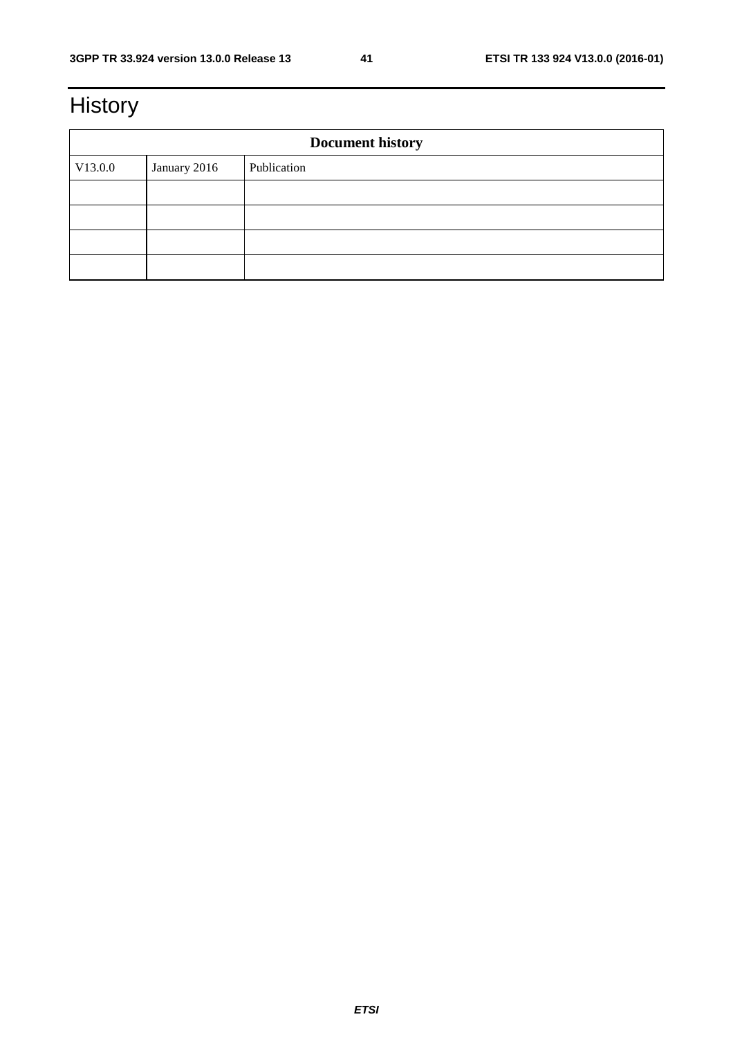# History

| Document history | | |
|---|---|---|
| V13.0.0 | January 2016 | Publication |
| | | |
| | | |
| | | |
| | | |